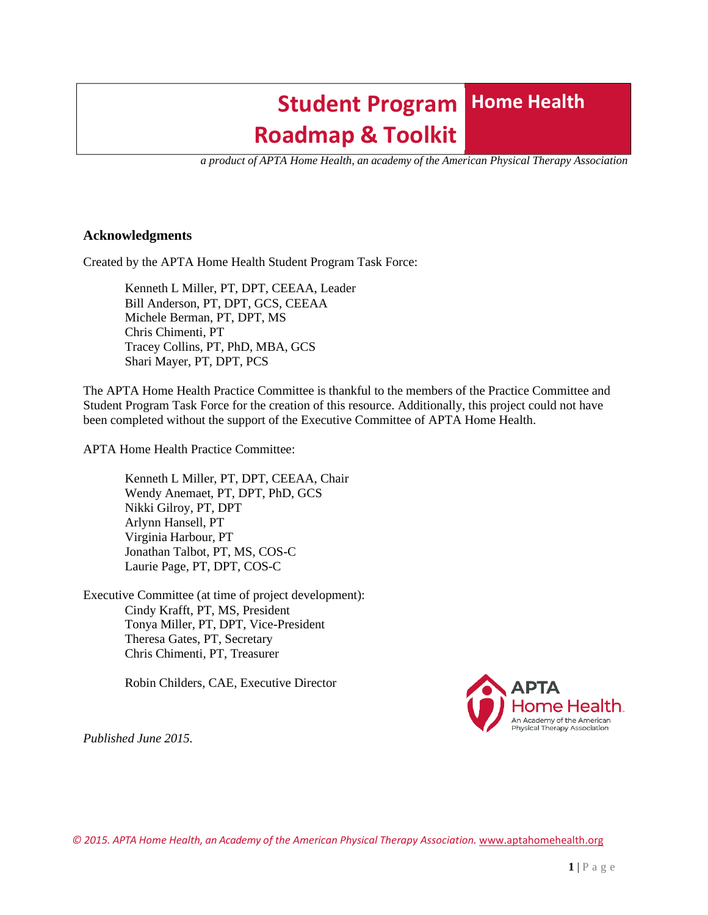# Student Program Roadmap & Toolkit

**Home Health**

*a product of APTA Home Health, an academy of the American Physical Therapy Association*

## Acknowledgments

Created by the APTA Home Health Student Program Task Force:

Kenneth L Miller, PT, DPT, CEEAA, Leader
Bill Anderson, PT, DPT, GCS, CEEAA
Michele Berman, PT, DPT, MS
Chris Chimenti, PT
Tracey Collins, PT, PhD, MBA, GCS
Shari Mayer, PT, DPT, PCS

The APTA Home Health Practice Committee is thankful to the members of the Practice Committee and Student Program Task Force for the creation of this resource. Additionally, this project could not have been completed without the support of the Executive Committee of APTA Home Health.

APTA Home Health Practice Committee:

Kenneth L Miller, PT, DPT, CEEAA, Chair
Wendy Anemaet, PT, DPT, PhD, GCS
Nikki Gilroy, PT, DPT
Arlynn Hansell, PT
Virginia Harbour, PT
Jonathan Talbot, PT, MS, COS-C
Laurie Page, PT, DPT, COS-C

Executive Committee (at time of project development):

Cindy Krafft, PT, MS, President
Tonya Miller, PT, DPT, Vice-President
Theresa Gates, PT, Secretary
Chris Chimenti, PT, Treasurer

Robin Childers, CAE, Executive Director

APTA Home Health
An Academy of the American Physical Therapy Association

*Published June 2015.*

*© 2015. APTA Home Health, an Academy of the American Physical Therapy Association.* www.aptahomehealth.org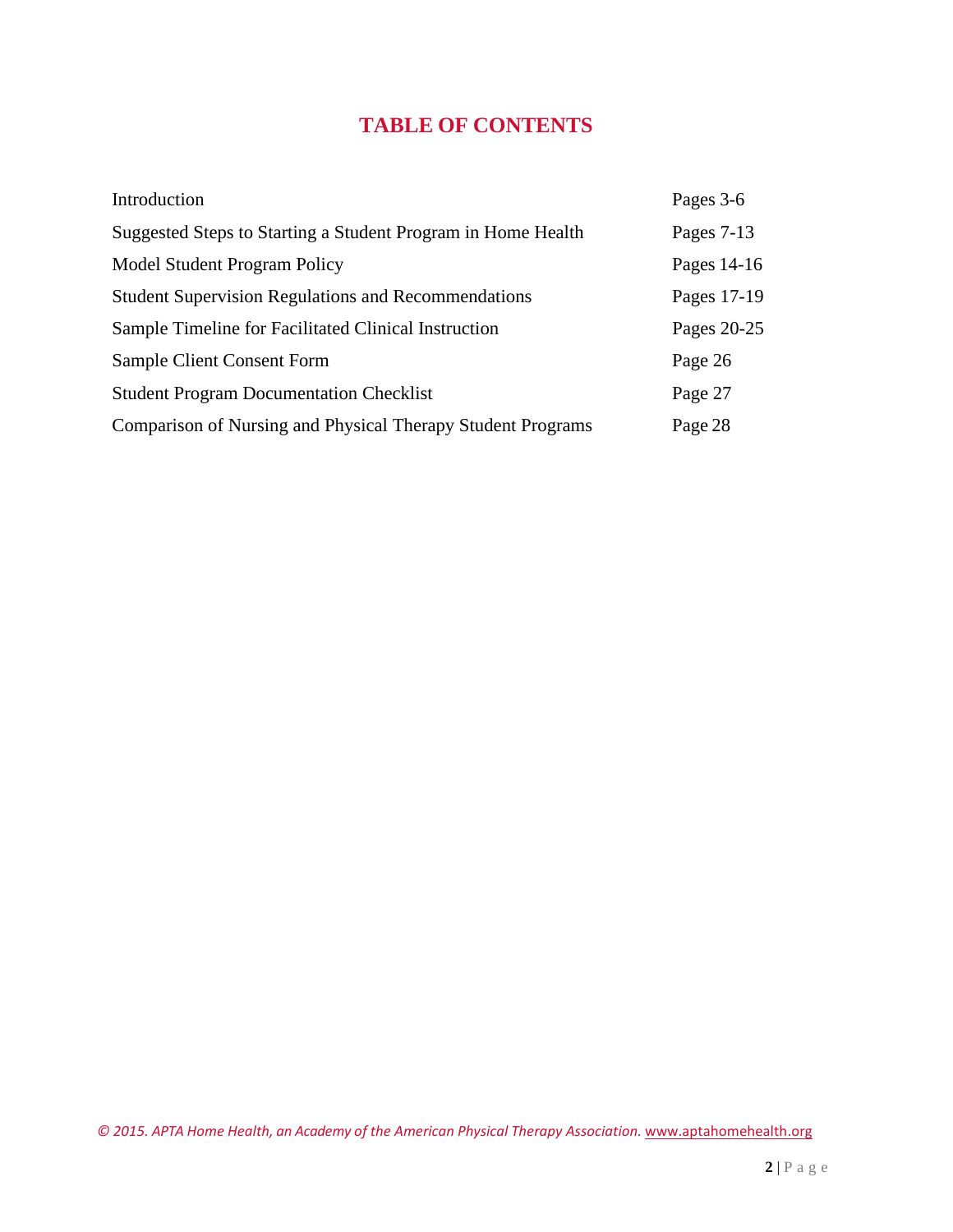# TABLE OF CONTENTS

| | |
|---|---|
| Introduction | Pages 3-6 |
| Suggested Steps to Starting a Student Program in Home Health | Pages 7-13 |
| Model Student Program Policy | Pages 14-16 |
| Student Supervision Regulations and Recommendations | Pages 17-19 |
| Sample Timeline for Facilitated Clinical Instruction | Pages 20-25 |
| Sample Client Consent Form | Page 26 |
| Student Program Documentation Checklist | Page 27 |
| Comparison of Nursing and Physical Therapy Student Programs | Page 28 |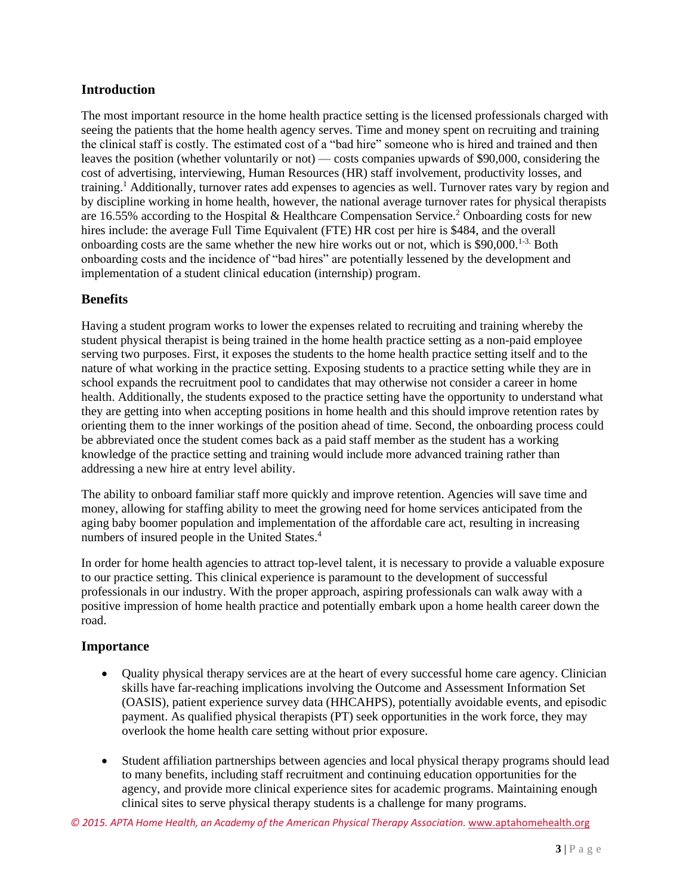## Introduction

The most important resource in the home health practice setting is the licensed professionals charged with seeing the patients that the home health agency serves. Time and money spent on recruiting and training the clinical staff is costly. The estimated cost of a "bad hire" someone who is hired and trained and then leaves the position (whether voluntarily or not) — costs companies upwards of $90,000, considering the cost of advertising, interviewing, Human Resources (HR) staff involvement, productivity losses, and training.[1] Additionally, turnover rates add expenses to agencies as well. Turnover rates vary by region and by discipline working in home health, however, the national average turnover rates for physical therapists are 16.55% according to the Hospital & Healthcare Compensation Service.[2] Onboarding costs for new hires include: the average Full Time Equivalent (FTE) HR cost per hire is $484, and the overall onboarding costs are the same whether the new hire works out or not, which is $90,000.[1-3.] Both onboarding costs and the incidence of "bad hires" are potentially lessened by the development and implementation of a student clinical education (internship) program.

## Benefits

Having a student program works to lower the expenses related to recruiting and training whereby the student physical therapist is being trained in the home health practice setting as a non-paid employee serving two purposes. First, it exposes the students to the home health practice setting itself and to the nature of what working in the practice setting. Exposing students to a practice setting while they are in school expands the recruitment pool to candidates that may otherwise not consider a career in home health. Additionally, the students exposed to the practice setting have the opportunity to understand what they are getting into when accepting positions in home health and this should improve retention rates by orienting them to the inner workings of the position ahead of time. Second, the onboarding process could be abbreviated once the student comes back as a paid staff member as the student has a working knowledge of the practice setting and training would include more advanced training rather than addressing a new hire at entry level ability.

The ability to onboard familiar staff more quickly and improve retention. Agencies will save time and money, allowing for staffing ability to meet the growing need for home services anticipated from the aging baby boomer population and implementation of the affordable care act, resulting in increasing numbers of insured people in the United States.[4]

In order for home health agencies to attract top-level talent, it is necessary to provide a valuable exposure to our practice setting. This clinical experience is paramount to the development of successful professionals in our industry. With the proper approach, aspiring professionals can walk away with a positive impression of home health practice and potentially embark upon a home health career down the road.

## Importance

- Quality physical therapy services are at the heart of every successful home care agency. Clinician skills have far-reaching implications involving the Outcome and Assessment Information Set (OASIS), patient experience survey data (HHCAHPS), potentially avoidable events, and episodic payment. As qualified physical therapists (PT) seek opportunities in the work force, they may overlook the home health care setting without prior exposure.

- Student affiliation partnerships between agencies and local physical therapy programs should lead to many benefits, including staff recruitment and continuing education opportunities for the agency, and provide more clinical experience sites for academic programs. Maintaining enough clinical sites to serve physical therapy students is a challenge for many programs.

*© 2015. APTA Home Health, an Academy of the American Physical Therapy Association.* www.aptahomehealth.org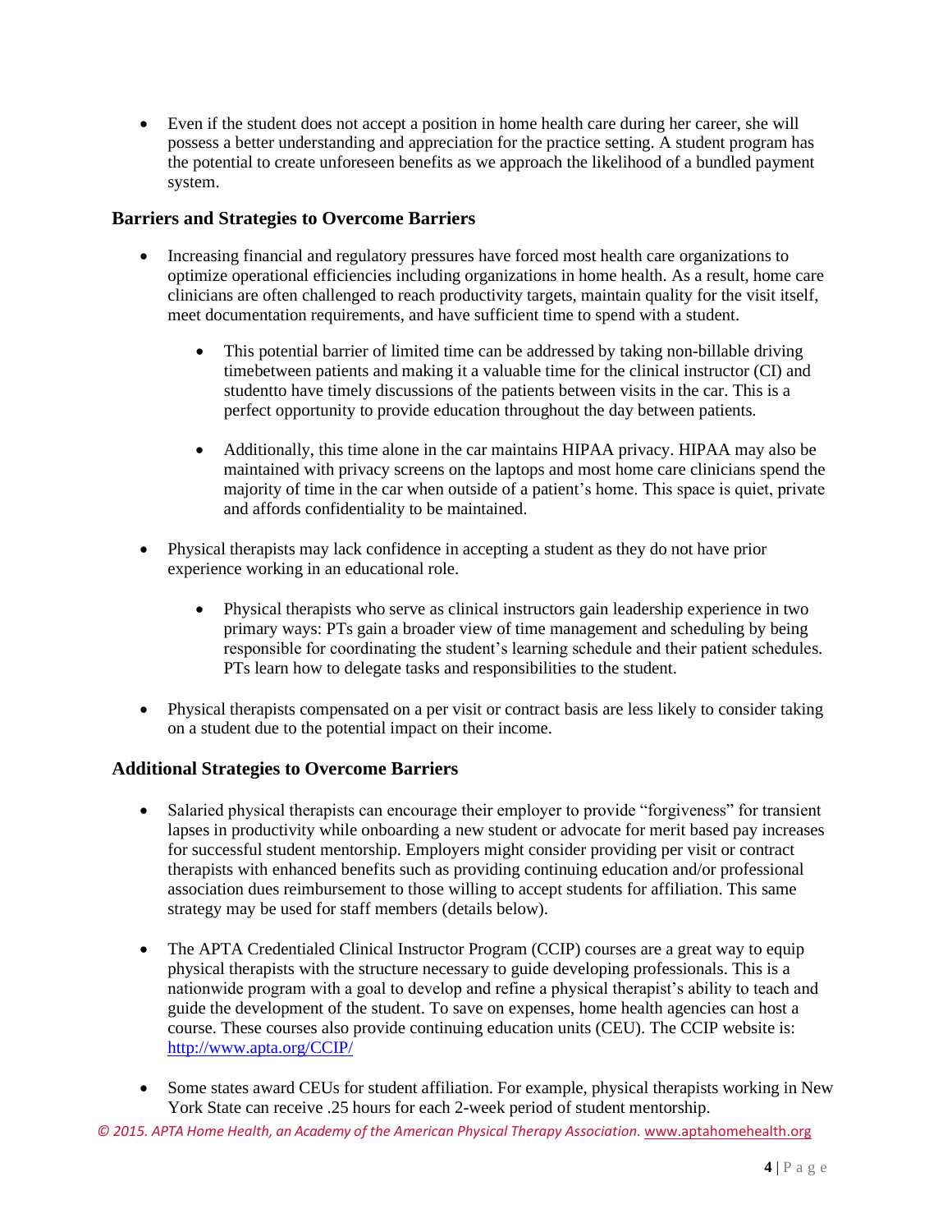- Even if the student does not accept a position in home health care during her career, she will possess a better understanding and appreciation for the practice setting. A student program has the potential to create unforeseen benefits as we approach the likelihood of a bundled payment system.

## Barriers and Strategies to Overcome Barriers

- Increasing financial and regulatory pressures have forced most health care organizations to optimize operational efficiencies including organizations in home health. As a result, home care clinicians are often challenged to reach productivity targets, maintain quality for the visit itself, meet documentation requirements, and have sufficient time to spend with a student.
    - This potential barrier of limited time can be addressed by taking non-billable driving timebetween patients and making it a valuable time for the clinical instructor (CI) and studentto have timely discussions of the patients between visits in the car. This is a perfect opportunity to provide education throughout the day between patients.
    - Additionally, this time alone in the car maintains HIPAA privacy. HIPAA may also be maintained with privacy screens on the laptops and most home care clinicians spend the majority of time in the car when outside of a patient's home. This space is quiet, private and affords confidentiality to be maintained.
- Physical therapists may lack confidence in accepting a student as they do not have prior experience working in an educational role.
    - Physical therapists who serve as clinical instructors gain leadership experience in two primary ways: PTs gain a broader view of time management and scheduling by being responsible for coordinating the student's learning schedule and their patient schedules. PTs learn how to delegate tasks and responsibilities to the student.
- Physical therapists compensated on a per visit or contract basis are less likely to consider taking on a student due to the potential impact on their income.

## Additional Strategies to Overcome Barriers

- Salaried physical therapists can encourage their employer to provide "forgiveness" for transient lapses in productivity while onboarding a new student or advocate for merit based pay increases for successful student mentorship. Employers might consider providing per visit or contract therapists with enhanced benefits such as providing continuing education and/or professional association dues reimbursement to those willing to accept students for affiliation. This same strategy may be used for staff members (details below).
- The APTA Credentialed Clinical Instructor Program (CCIP) courses are a great way to equip physical therapists with the structure necessary to guide developing professionals. This is a nationwide program with a goal to develop and refine a physical therapist's ability to teach and guide the development of the student. To save on expenses, home health agencies can host a course. These courses also provide continuing education units (CEU). The CCIP website is: [http://www.apta.org/CCIP/](http://www.apta.org/CCIP/)
- Some states award CEUs for student affiliation. For example, physical therapists working in New York State can receive .25 hours for each 2-week period of student mentorship.

*© 2015. APTA Home Health, an Academy of the American Physical Therapy Association.* www.aptahomehealth.org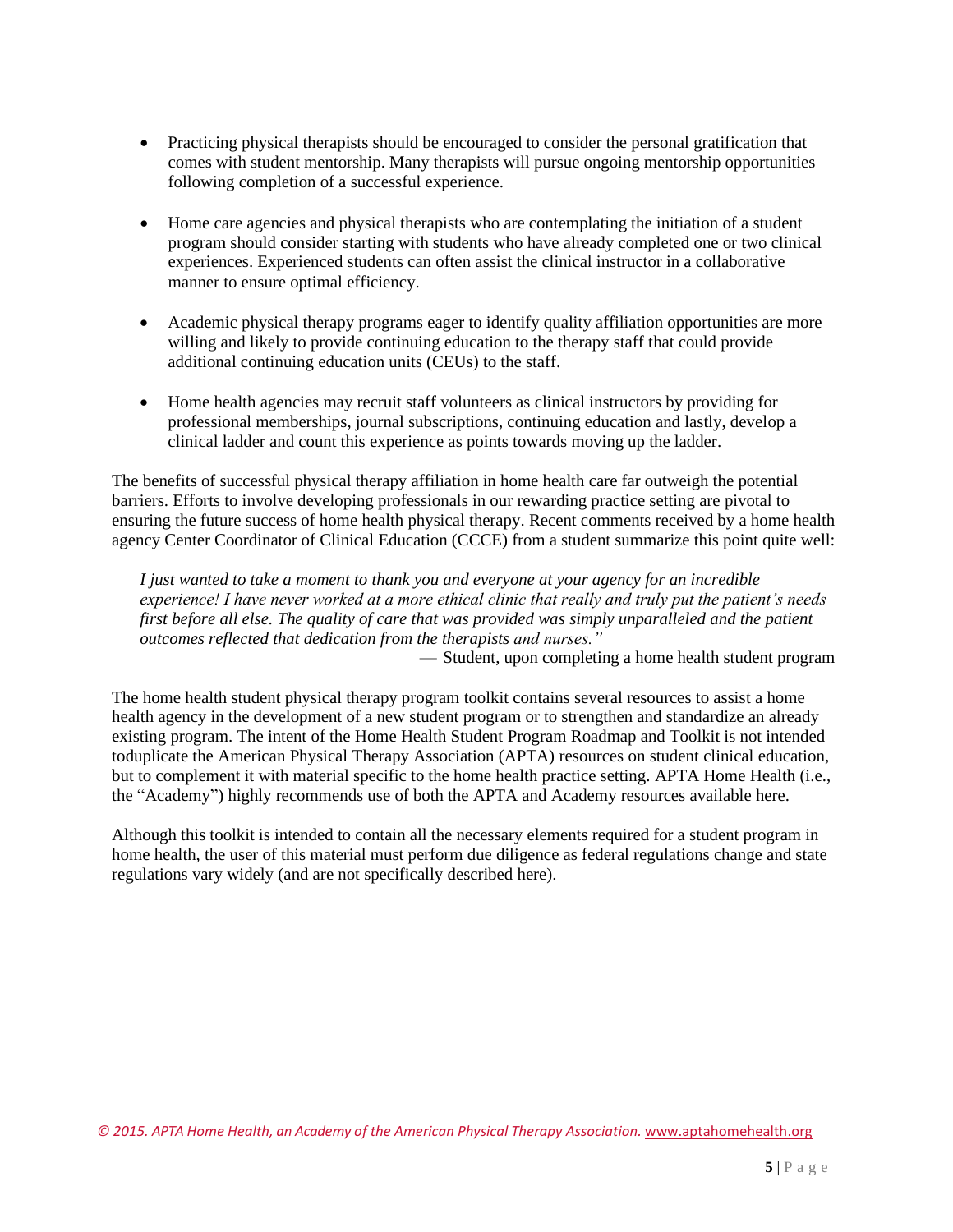- Practicing physical therapists should be encouraged to consider the personal gratification that comes with student mentorship. Many therapists will pursue ongoing mentorship opportunities following completion of a successful experience.

- Home care agencies and physical therapists who are contemplating the initiation of a student program should consider starting with students who have already completed one or two clinical experiences. Experienced students can often assist the clinical instructor in a collaborative manner to ensure optimal efficiency.

- Academic physical therapy programs eager to identify quality affiliation opportunities are more willing and likely to provide continuing education to the therapy staff that could provide additional continuing education units (CEUs) to the staff.

- Home health agencies may recruit staff volunteers as clinical instructors by providing for professional memberships, journal subscriptions, continuing education and lastly, develop a clinical ladder and count this experience as points towards moving up the ladder.

The benefits of successful physical therapy affiliation in home health care far outweigh the potential barriers. Efforts to involve developing professionals in our rewarding practice setting are pivotal to ensuring the future success of home health physical therapy. Recent comments received by a home health agency Center Coordinator of Clinical Education (CCCE) from a student summarize this point quite well:

> *I just wanted to take a moment to thank you and everyone at your agency for an incredible experience! I have never worked at a more ethical clinic that really and truly put the patient's needs first before all else. The quality of care that was provided was simply unparalleled and the patient outcomes reflected that dedication from the therapists and nurses."*
>
> — Student, upon completing a home health student program

The home health student physical therapy program toolkit contains several resources to assist a home health agency in the development of a new student program or to strengthen and standardize an already existing program. The intent of the Home Health Student Program Roadmap and Toolkit is not intended toduplicate the American Physical Therapy Association (APTA) resources on student clinical education, but to complement it with material specific to the home health practice setting. APTA Home Health (i.e., the "Academy") highly recommends use of both the APTA and Academy resources available here.

Although this toolkit is intended to contain all the necessary elements required for a student program in home health, the user of this material must perform due diligence as federal regulations change and state regulations vary widely (and are not specifically described here).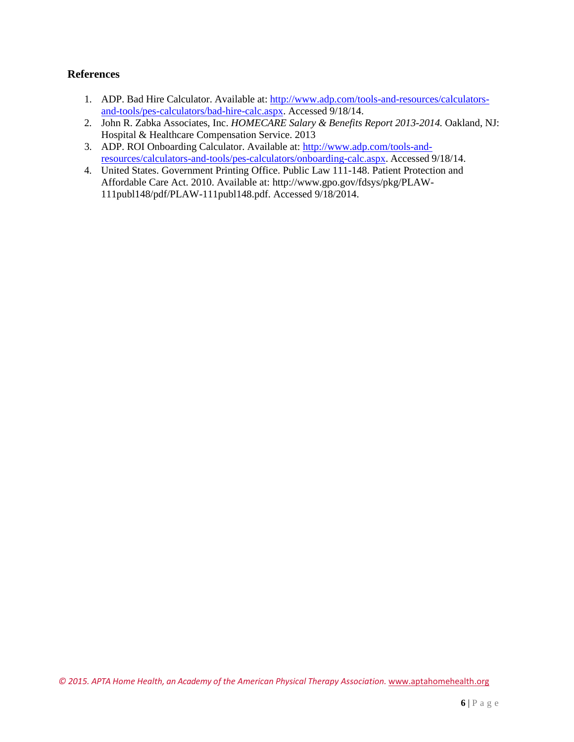## References

1. ADP. Bad Hire Calculator. Available at: http://www.adp.com/tools-and-resources/calculators-and-tools/pes-calculators/bad-hire-calc.aspx. Accessed 9/18/14.
2. John R. Zabka Associates, Inc. *HOMECARE Salary & Benefits Report 2013-2014.* Oakland, NJ: Hospital & Healthcare Compensation Service. 2013
3. ADP. ROI Onboarding Calculator. Available at: http://www.adp.com/tools-and-resources/calculators-and-tools/pes-calculators/onboarding-calc.aspx. Accessed 9/18/14.
4. United States. Government Printing Office. Public Law 111-148. Patient Protection and Affordable Care Act. 2010. Available at: http://www.gpo.gov/fdsys/pkg/PLAW-111publ148/pdf/PLAW-111publ148.pdf. Accessed 9/18/2014.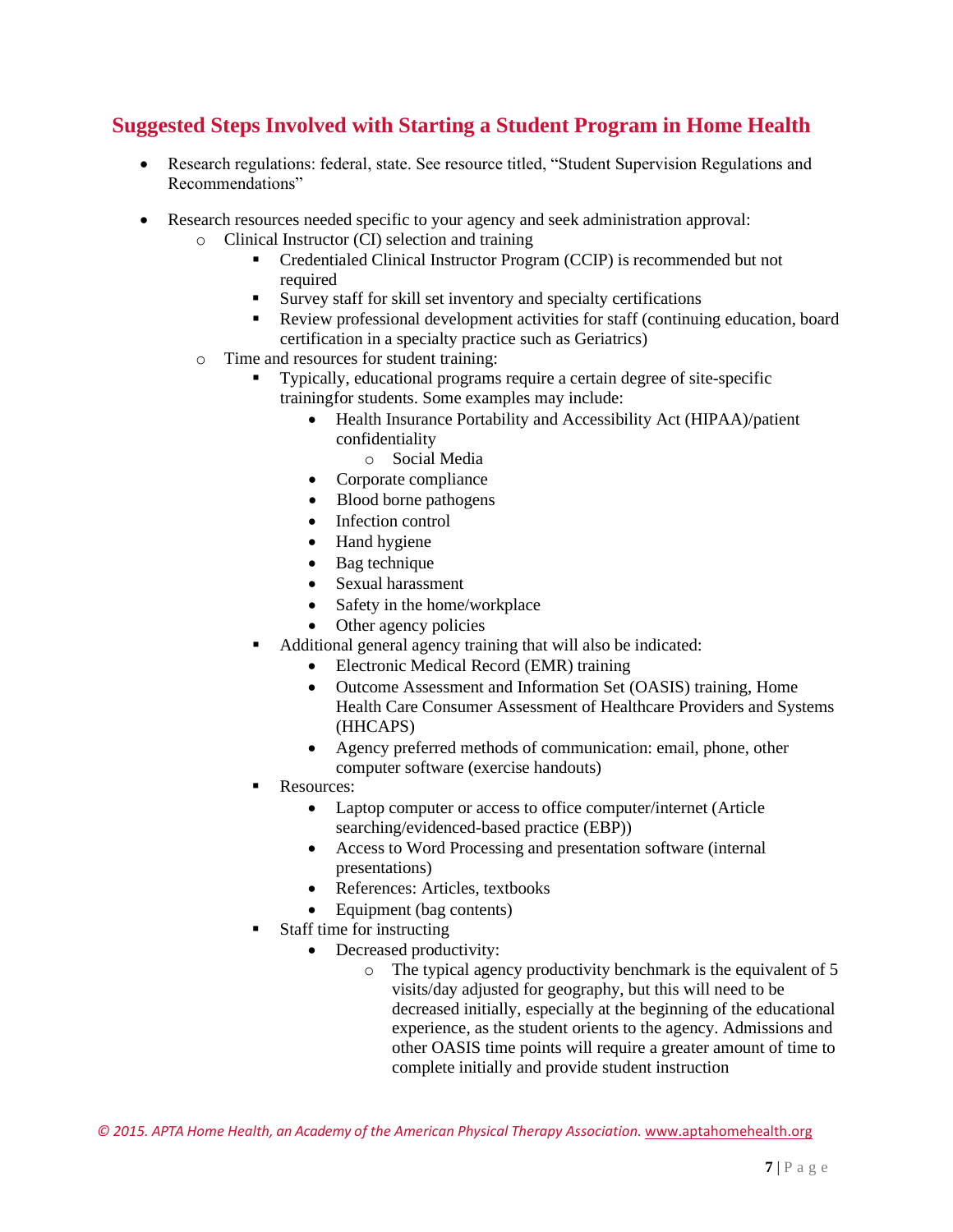## Suggested Steps Involved with Starting a Student Program in Home Health

- Research regulations: federal, state. See resource titled, "Student Supervision Regulations and Recommendations"
- Research resources needed specific to your agency and seek administration approval:
  - Clinical Instructor (CI) selection and training
    - Credentialed Clinical Instructor Program (CCIP) is recommended but not required
    - Survey staff for skill set inventory and specialty certifications
    - Review professional development activities for staff (continuing education, board certification in a specialty practice such as Geriatrics)
  - Time and resources for student training:
    - Typically, educational programs require a certain degree of site-specific trainingfor students. Some examples may include:
      - Health Insurance Portability and Accessibility Act (HIPAA)/patient confidentiality
        - Social Media
      - Corporate compliance
      - Blood borne pathogens
      - Infection control
      - Hand hygiene
      - Bag technique
      - Sexual harassment
      - Safety in the home/workplace
      - Other agency policies
    - Additional general agency training that will also be indicated:
      - Electronic Medical Record (EMR) training
      - Outcome Assessment and Information Set (OASIS) training, Home Health Care Consumer Assessment of Healthcare Providers and Systems (HHCAPS)
      - Agency preferred methods of communication: email, phone, other computer software (exercise handouts)
    - Resources:
      - Laptop computer or access to office computer/internet (Article searching/evidenced-based practice (EBP))
      - Access to Word Processing and presentation software (internal presentations)
      - References: Articles, textbooks
      - Equipment (bag contents)
    - Staff time for instructing
      - Decreased productivity:
        - The typical agency productivity benchmark is the equivalent of 5 visits/day adjusted for geography, but this will need to be decreased initially, especially at the beginning of the educational experience, as the student orients to the agency. Admissions and other OASIS time points will require a greater amount of time to complete initially and provide student instruction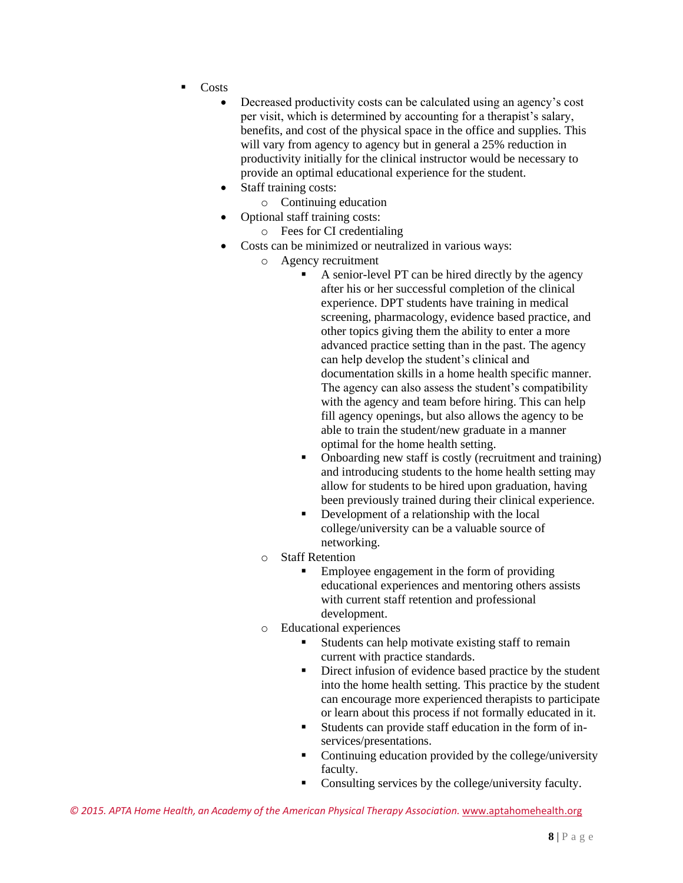- Costs
  - Decreased productivity costs can be calculated using an agency's cost per visit, which is determined by accounting for a therapist's salary, benefits, and cost of the physical space in the office and supplies. This will vary from agency to agency but in general a 25% reduction in productivity initially for the clinical instructor would be necessary to provide an optimal educational experience for the student.
  - Staff training costs:
    - Continuing education
  - Optional staff training costs:
    - Fees for CI credentialing
  - Costs can be minimized or neutralized in various ways:
    - Agency recruitment
      - A senior-level PT can be hired directly by the agency after his or her successful completion of the clinical experience. DPT students have training in medical screening, pharmacology, evidence based practice, and other topics giving them the ability to enter a more advanced practice setting than in the past. The agency can help develop the student's clinical and documentation skills in a home health specific manner. The agency can also assess the student's compatibility with the agency and team before hiring. This can help fill agency openings, but also allows the agency to be able to train the student/new graduate in a manner optimal for the home health setting.
      - Onboarding new staff is costly (recruitment and training) and introducing students to the home health setting may allow for students to be hired upon graduation, having been previously trained during their clinical experience.
      - Development of a relationship with the local college/university can be a valuable source of networking.
    - Staff Retention
      - Employee engagement in the form of providing educational experiences and mentoring others assists with current staff retention and professional development.
    - Educational experiences
      - Students can help motivate existing staff to remain current with practice standards.
      - Direct infusion of evidence based practice by the student into the home health setting. This practice by the student can encourage more experienced therapists to participate or learn about this process if not formally educated in it.
      - Students can provide staff education in the form of in-services/presentations.
      - Continuing education provided by the college/university faculty.
      - Consulting services by the college/university faculty.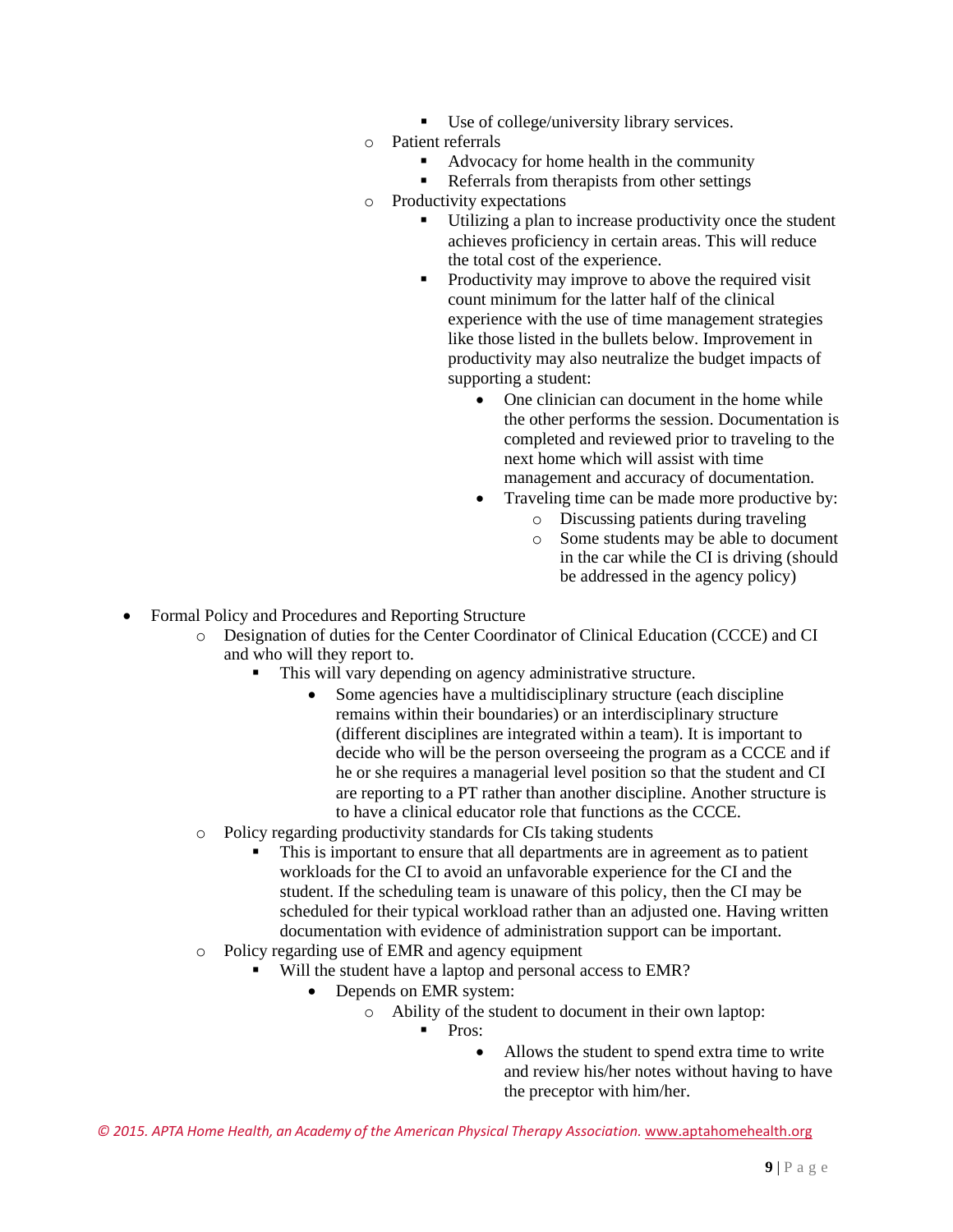- Use of college/university library services.
  - Patient referrals
    - Advocacy for home health in the community
    - Referrals from therapists from other settings
  - Productivity expectations
    - Utilizing a plan to increase productivity once the student achieves proficiency in certain areas. This will reduce the total cost of the experience.
    - Productivity may improve to above the required visit count minimum for the latter half of the clinical experience with the use of time management strategies like those listed in the bullets below. Improvement in productivity may also neutralize the budget impacts of supporting a student:
      - One clinician can document in the home while the other performs the session. Documentation is completed and reviewed prior to traveling to the next home which will assist with time management and accuracy of documentation.
      - Traveling time can be made more productive by:
        - Discussing patients during traveling
        - Some students may be able to document in the car while the CI is driving (should be addressed in the agency policy)

- Formal Policy and Procedures and Reporting Structure
  - Designation of duties for the Center Coordinator of Clinical Education (CCCE) and CI and who will they report to.
    - This will vary depending on agency administrative structure.
      - Some agencies have a multidisciplinary structure (each discipline remains within their boundaries) or an interdisciplinary structure (different disciplines are integrated within a team). It is important to decide who will be the person overseeing the program as a CCCE and if he or she requires a managerial level position so that the student and CI are reporting to a PT rather than another discipline. Another structure is to have a clinical educator role that functions as the CCCE.
  - Policy regarding productivity standards for CIs taking students
    - This is important to ensure that all departments are in agreement as to patient workloads for the CI to avoid an unfavorable experience for the CI and the student. If the scheduling team is unaware of this policy, then the CI may be scheduled for their typical workload rather than an adjusted one. Having written documentation with evidence of administration support can be important.
  - Policy regarding use of EMR and agency equipment
    - Will the student have a laptop and personal access to EMR?
      - Depends on EMR system:
        - Ability of the student to document in their own laptop:
          - Pros:
            - Allows the student to spend extra time to write and review his/her notes without having to have the preceptor with him/her.

*© 2015. APTA Home Health, an Academy of the American Physical Therapy Association.* www.aptahomehealth.org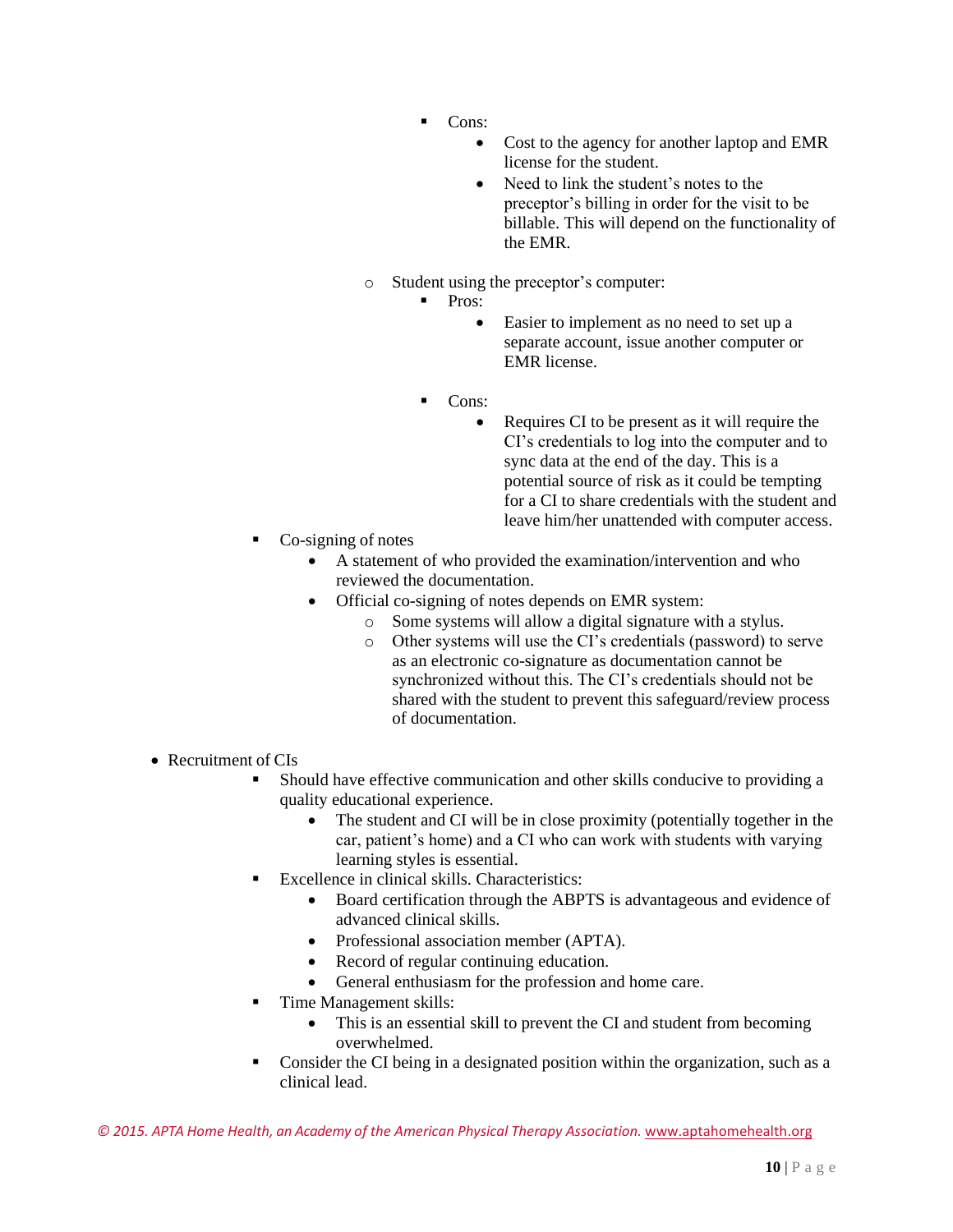- Cons:
  - Cost to the agency for another laptop and EMR license for the student.
  - Need to link the student's notes to the preceptor's billing in order for the visit to be billable. This will depend on the functionality of the EMR.

- Student using the preceptor's computer:
  - Pros:
    - Easier to implement as no need to set up a separate account, issue another computer or EMR license.
  - Cons:
    - Requires CI to be present as it will require the CI's credentials to log into the computer and to sync data at the end of the day. This is a potential source of risk as it could be tempting for a CI to share credentials with the student and leave him/her unattended with computer access.

- Co-signing of notes
  - A statement of who provided the examination/intervention and who reviewed the documentation.
  - Official co-signing of notes depends on EMR system:
    - Some systems will allow a digital signature with a stylus.
    - Other systems will use the CI's credentials (password) to serve as an electronic co-signature as documentation cannot be synchronized without this. The CI's credentials should not be shared with the student to prevent this safeguard/review process of documentation.

- Recruitment of CIs
  - Should have effective communication and other skills conducive to providing a quality educational experience.
    - The student and CI will be in close proximity (potentially together in the car, patient's home) and a CI who can work with students with varying learning styles is essential.
  - Excellence in clinical skills. Characteristics:
    - Board certification through the ABPTS is advantageous and evidence of advanced clinical skills.
    - Professional association member (APTA).
    - Record of regular continuing education.
    - General enthusiasm for the profession and home care.
  - Time Management skills:
    - This is an essential skill to prevent the CI and student from becoming overwhelmed.
  - Consider the CI being in a designated position within the organization, such as a clinical lead.

*© 2015. APTA Home Health, an Academy of the American Physical Therapy Association.* www.aptahomehealth.org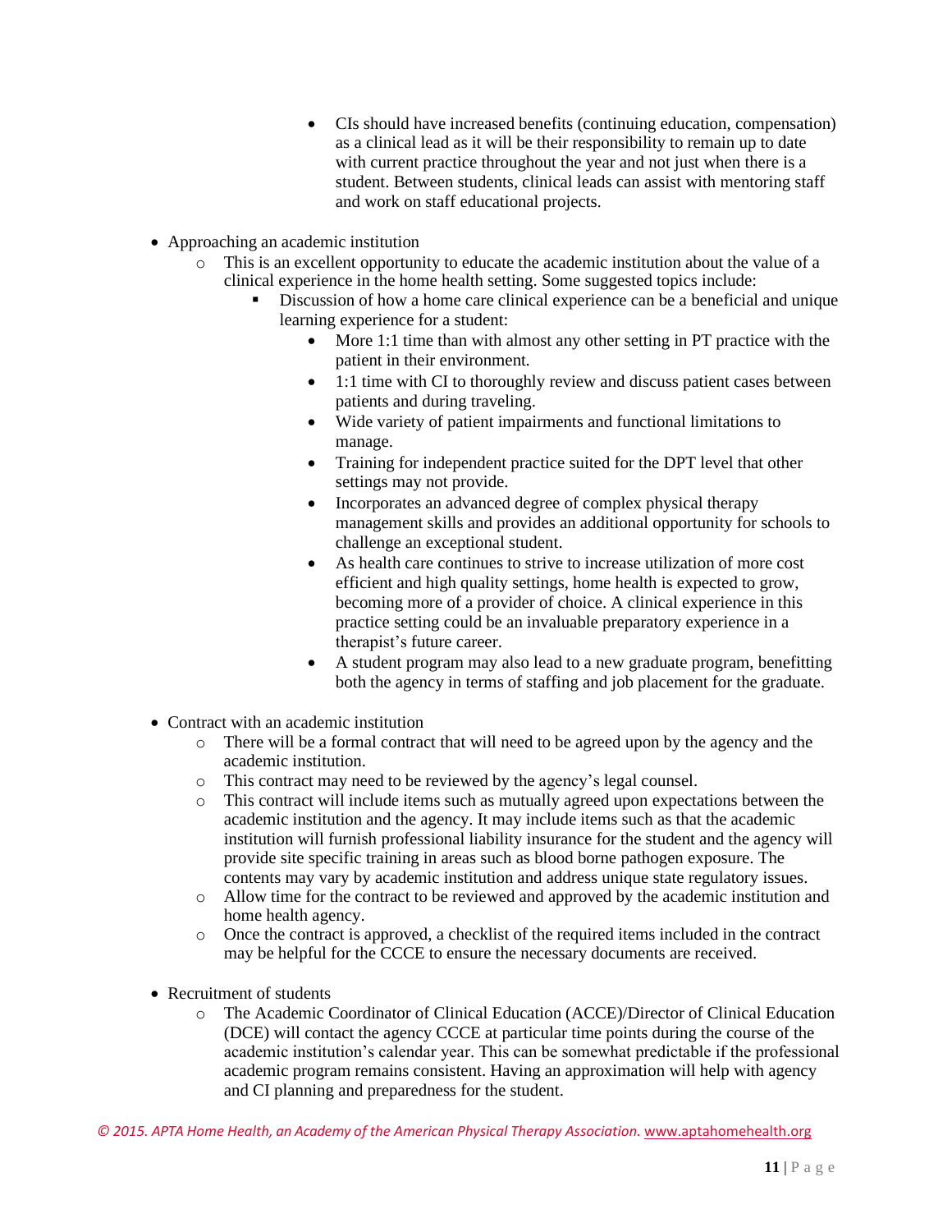- CIs should have increased benefits (continuing education, compensation) as a clinical lead as it will be their responsibility to remain up to date with current practice throughout the year and not just when there is a student. Between students, clinical leads can assist with mentoring staff and work on staff educational projects.

- Approaching an academic institution
  - This is an excellent opportunity to educate the academic institution about the value of a clinical experience in the home health setting. Some suggested topics include:
    - Discussion of how a home care clinical experience can be a beneficial and unique learning experience for a student:
      - More 1:1 time than with almost any other setting in PT practice with the patient in their environment.
      - 1:1 time with CI to thoroughly review and discuss patient cases between patients and during traveling.
      - Wide variety of patient impairments and functional limitations to manage.
      - Training for independent practice suited for the DPT level that other settings may not provide.
      - Incorporates an advanced degree of complex physical therapy management skills and provides an additional opportunity for schools to challenge an exceptional student.
      - As health care continues to strive to increase utilization of more cost efficient and high quality settings, home health is expected to grow, becoming more of a provider of choice. A clinical experience in this practice setting could be an invaluable preparatory experience in a therapist's future career.
      - A student program may also lead to a new graduate program, benefitting both the agency in terms of staffing and job placement for the graduate.

- Contract with an academic institution
  - There will be a formal contract that will need to be agreed upon by the agency and the academic institution.
  - This contract may need to be reviewed by the agency's legal counsel.
  - This contract will include items such as mutually agreed upon expectations between the academic institution and the agency. It may include items such as that the academic institution will furnish professional liability insurance for the student and the agency will provide site specific training in areas such as blood borne pathogen exposure. The contents may vary by academic institution and address unique state regulatory issues.
  - Allow time for the contract to be reviewed and approved by the academic institution and home health agency.
  - Once the contract is approved, a checklist of the required items included in the contract may be helpful for the CCCE to ensure the necessary documents are received.

- Recruitment of students
  - The Academic Coordinator of Clinical Education (ACCE)/Director of Clinical Education (DCE) will contact the agency CCCE at particular time points during the course of the academic institution's calendar year. This can be somewhat predictable if the professional academic program remains consistent. Having an approximation will help with agency and CI planning and preparedness for the student.

*© 2015. APTA Home Health, an Academy of the American Physical Therapy Association.* www.aptahomehealth.org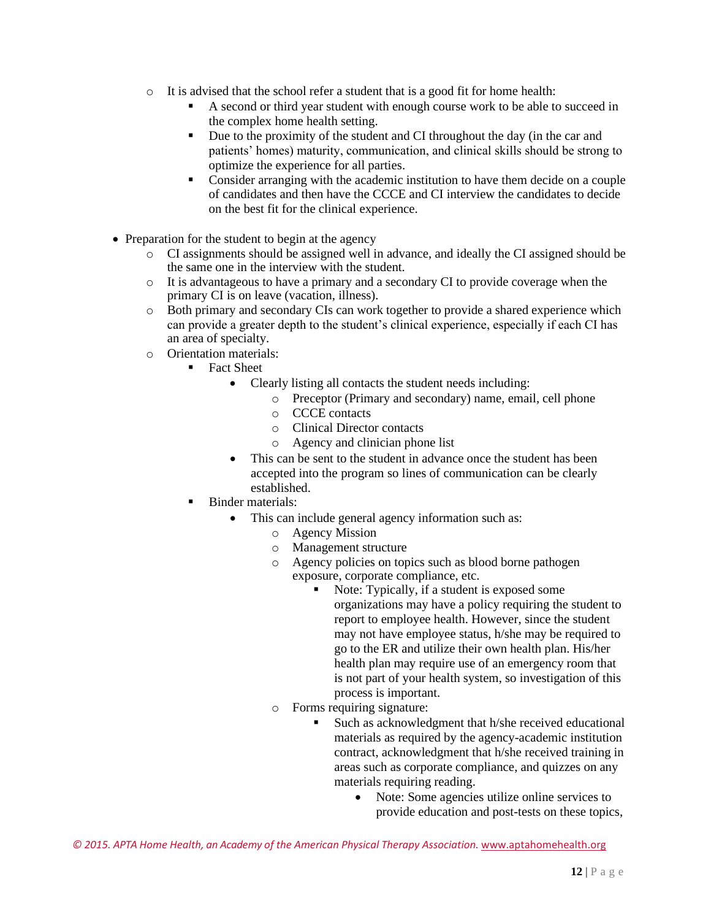- It is advised that the school refer a student that is a good fit for home health:
    - A second or third year student with enough course work to be able to succeed in the complex home health setting.
    - Due to the proximity of the student and CI throughout the day (in the car and patients' homes) maturity, communication, and clinical skills should be strong to optimize the experience for all parties.
    - Consider arranging with the academic institution to have them decide on a couple of candidates and then have the CCCE and CI interview the candidates to decide on the best fit for the clinical experience.

- Preparation for the student to begin at the agency
  - CI assignments should be assigned well in advance, and ideally the CI assigned should be the same one in the interview with the student.
  - It is advantageous to have a primary and a secondary CI to provide coverage when the primary CI is on leave (vacation, illness).
  - Both primary and secondary CIs can work together to provide a shared experience which can provide a greater depth to the student's clinical experience, especially if each CI has an area of specialty.
  - Orientation materials:
    - Fact Sheet
      - Clearly listing all contacts the student needs including:
        - Preceptor (Primary and secondary) name, email, cell phone
        - CCCE contacts
        - Clinical Director contacts
        - Agency and clinician phone list
      - This can be sent to the student in advance once the student has been accepted into the program so lines of communication can be clearly established.
    - Binder materials:
      - This can include general agency information such as:
        - Agency Mission
        - Management structure
        - Agency policies on topics such as blood borne pathogen exposure, corporate compliance, etc.
          - Note: Typically, if a student is exposed some organizations may have a policy requiring the student to report to employee health. However, since the student may not have employee status, h/she may be required to go to the ER and utilize their own health plan. His/her health plan may require use of an emergency room that is not part of your health system, so investigation of this process is important.
        - Forms requiring signature:
          - Such as acknowledgment that h/she received educational materials as required by the agency-academic institution contract, acknowledgment that h/she received training in areas such as corporate compliance, and quizzes on any materials requiring reading.
            - Note: Some agencies utilize online services to provide education and post-tests on these topics,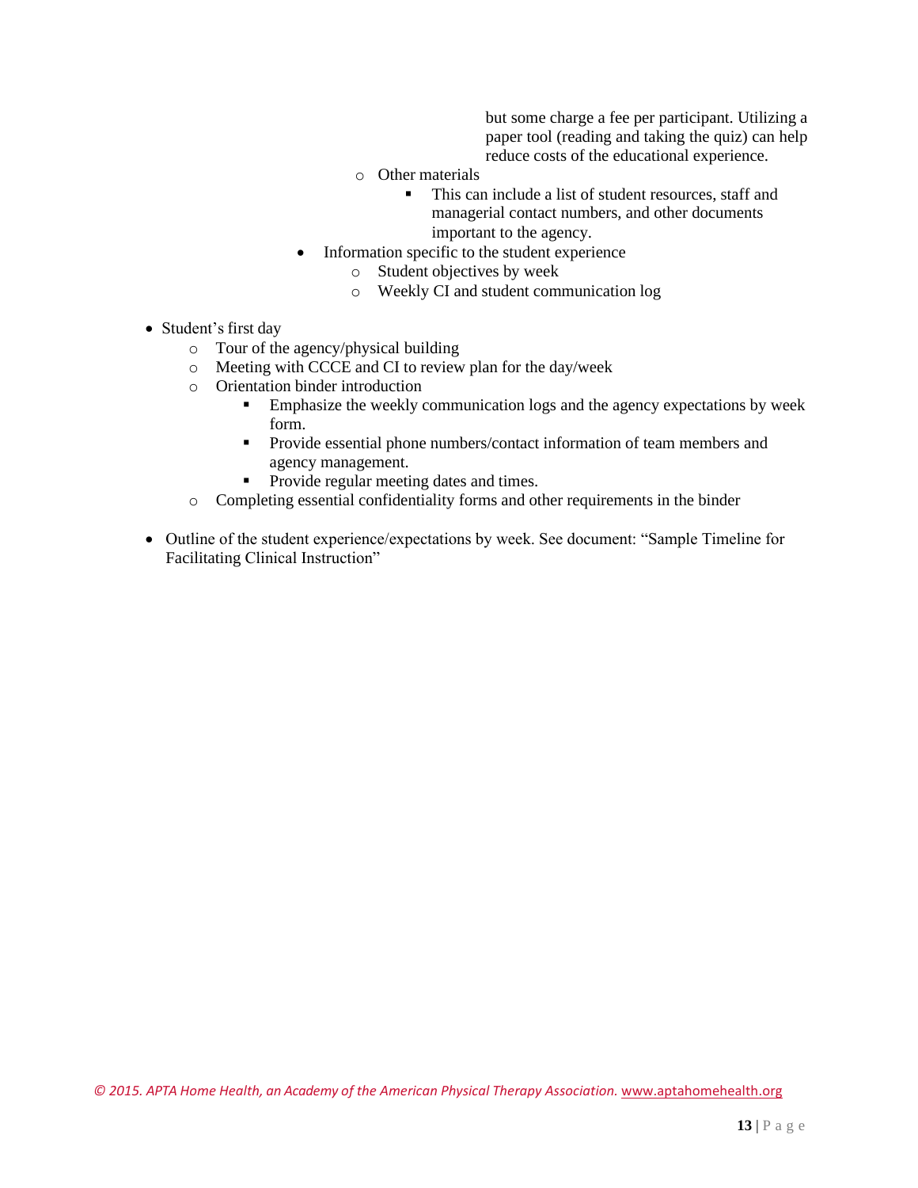- but some charge a fee per participant. Utilizing a paper tool (reading and taking the quiz) can help reduce costs of the educational experience.
    - Other materials
        - This can include a list of student resources, staff and managerial contact numbers, and other documents important to the agency.
- Information specific to the student experience
    - Student objectives by week
    - Weekly CI and student communication log

- Student's first day
    - Tour of the agency/physical building
    - Meeting with CCCE and CI to review plan for the day/week
    - Orientation binder introduction
        - Emphasize the weekly communication logs and the agency expectations by week form.
        - Provide essential phone numbers/contact information of team members and agency management.
        - Provide regular meeting dates and times.
    - Completing essential confidentiality forms and other requirements in the binder

- Outline of the student experience/expectations by week. See document: "Sample Timeline for Facilitating Clinical Instruction"

*© 2015. APTA Home Health, an Academy of the American Physical Therapy Association.* www.aptahomehealth.org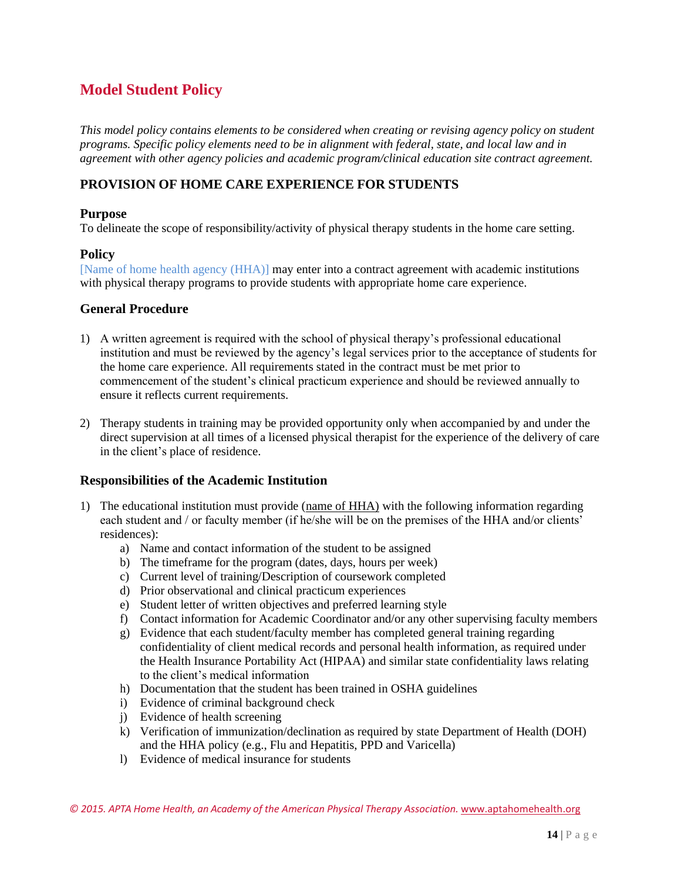# Model Student Policy

*This model policy contains elements to be considered when creating or revising agency policy on student programs. Specific policy elements need to be in alignment with federal, state, and local law and in agreement with other agency policies and academic program/clinical education site contract agreement.*

## PROVISION OF HOME CARE EXPERIENCE FOR STUDENTS

### Purpose

To delineate the scope of responsibility/activity of physical therapy students in the home care setting.

### Policy

[Name of home health agency (HHA)] may enter into a contract agreement with academic institutions with physical therapy programs to provide students with appropriate home care experience.

### General Procedure

1) A written agreement is required with the school of physical therapy's professional educational institution and must be reviewed by the agency's legal services prior to the acceptance of students for the home care experience. All requirements stated in the contract must be met prior to commencement of the student's clinical practicum experience and should be reviewed annually to ensure it reflects current requirements.

2) Therapy students in training may be provided opportunity only when accompanied by and under the direct supervision at all times of a licensed physical therapist for the experience of the delivery of care in the client's place of residence.

### Responsibilities of the Academic Institution

1) The educational institution must provide (name of HHA) with the following information regarding each student and / or faculty member (if he/she will be on the premises of the HHA and/or clients' residences):
    a) Name and contact information of the student to be assigned
    b) The timeframe for the program (dates, days, hours per week)
    c) Current level of training/Description of coursework completed
    d) Prior observational and clinical practicum experiences
    e) Student letter of written objectives and preferred learning style
    f) Contact information for Academic Coordinator and/or any other supervising faculty members
    g) Evidence that each student/faculty member has completed general training regarding confidentiality of client medical records and personal health information, as required under the Health Insurance Portability Act (HIPAA) and similar state confidentiality laws relating to the client's medical information
    h) Documentation that the student has been trained in OSHA guidelines
    i) Evidence of criminal background check
    j) Evidence of health screening
    k) Verification of immunization/declination as required by state Department of Health (DOH) and the HHA policy (e.g., Flu and Hepatitis, PPD and Varicella)
    l) Evidence of medical insurance for students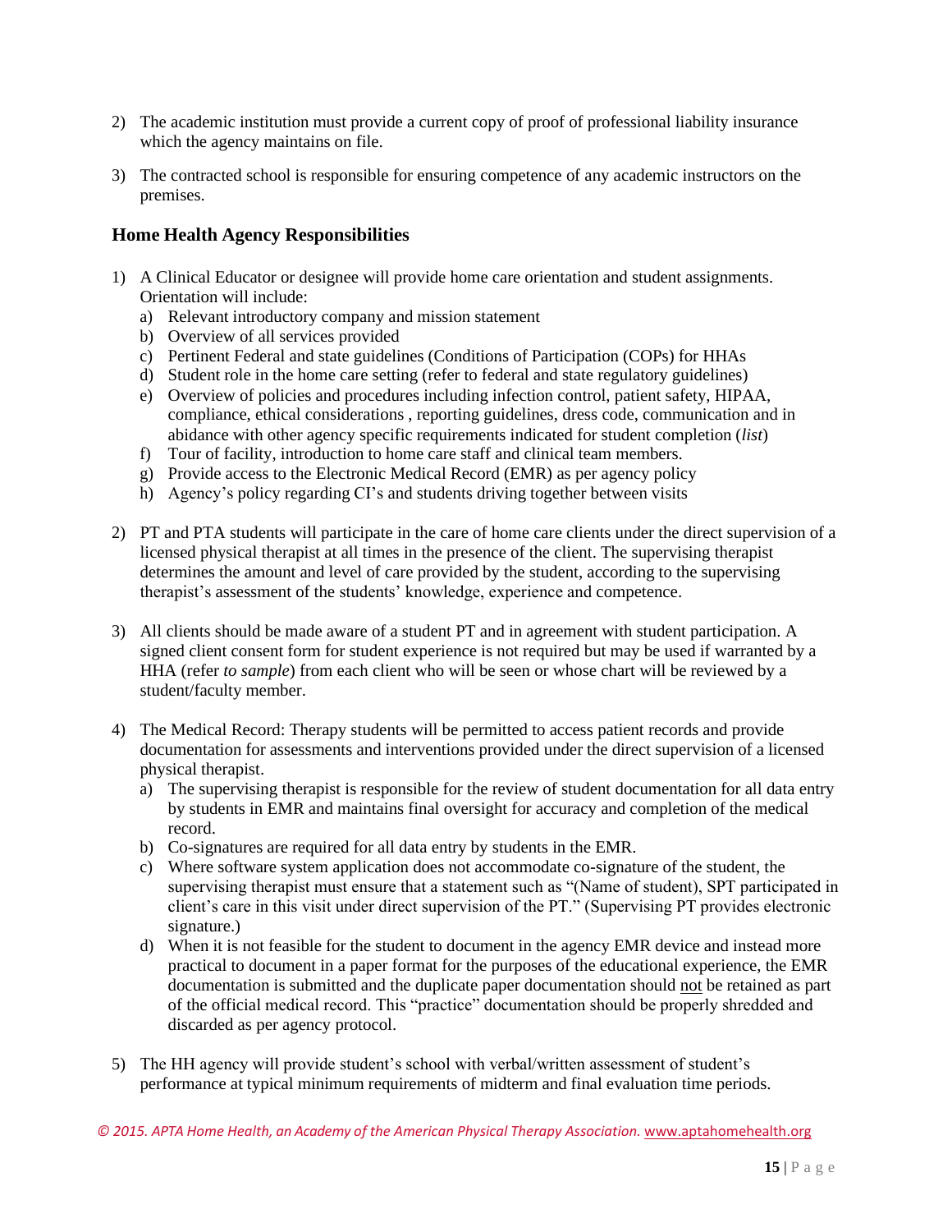2) The academic institution must provide a current copy of proof of professional liability insurance which the agency maintains on file.

3) The contracted school is responsible for ensuring competence of any academic instructors on the premises.

### Home Health Agency Responsibilities

1) A Clinical Educator or designee will provide home care orientation and student assignments. Orientation will include:
   a) Relevant introductory company and mission statement
   b) Overview of all services provided
   c) Pertinent Federal and state guidelines (Conditions of Participation (COPs) for HHAs
   d) Student role in the home care setting (refer to federal and state regulatory guidelines)
   e) Overview of policies and procedures including infection control, patient safety, HIPAA, compliance, ethical considerations , reporting guidelines, dress code, communication and in abidance with other agency specific requirements indicated for student completion (*list*)
   f) Tour of facility, introduction to home care staff and clinical team members.
   g) Provide access to the Electronic Medical Record (EMR) as per agency policy
   h) Agency's policy regarding CI's and students driving together between visits

2) PT and PTA students will participate in the care of home care clients under the direct supervision of a licensed physical therapist at all times in the presence of the client. The supervising therapist determines the amount and level of care provided by the student, according to the supervising therapist's assessment of the students' knowledge, experience and competence.

3) All clients should be made aware of a student PT and in agreement with student participation. A signed client consent form for student experience is not required but may be used if warranted by a HHA (refer *to sample*) from each client who will be seen or whose chart will be reviewed by a student/faculty member.

4) The Medical Record: Therapy students will be permitted to access patient records and provide documentation for assessments and interventions provided under the direct supervision of a licensed physical therapist.
   a) The supervising therapist is responsible for the review of student documentation for all data entry by students in EMR and maintains final oversight for accuracy and completion of the medical record.
   b) Co-signatures are required for all data entry by students in the EMR.
   c) Where software system application does not accommodate co-signature of the student, the supervising therapist must ensure that a statement such as "(Name of student), SPT participated in client's care in this visit under direct supervision of the PT." (Supervising PT provides electronic signature.)
   d) When it is not feasible for the student to document in the agency EMR device and instead more practical to document in a paper format for the purposes of the educational experience, the EMR documentation is submitted and the duplicate paper documentation should <u>not</u> be retained as part of the official medical record. This "practice" documentation should be properly shredded and discarded as per agency protocol.

5) The HH agency will provide student's school with verbal/written assessment of student's performance at typical minimum requirements of midterm and final evaluation time periods.

*© 2015. APTA Home Health, an Academy of the American Physical Therapy Association.* www.aptahomehealth.org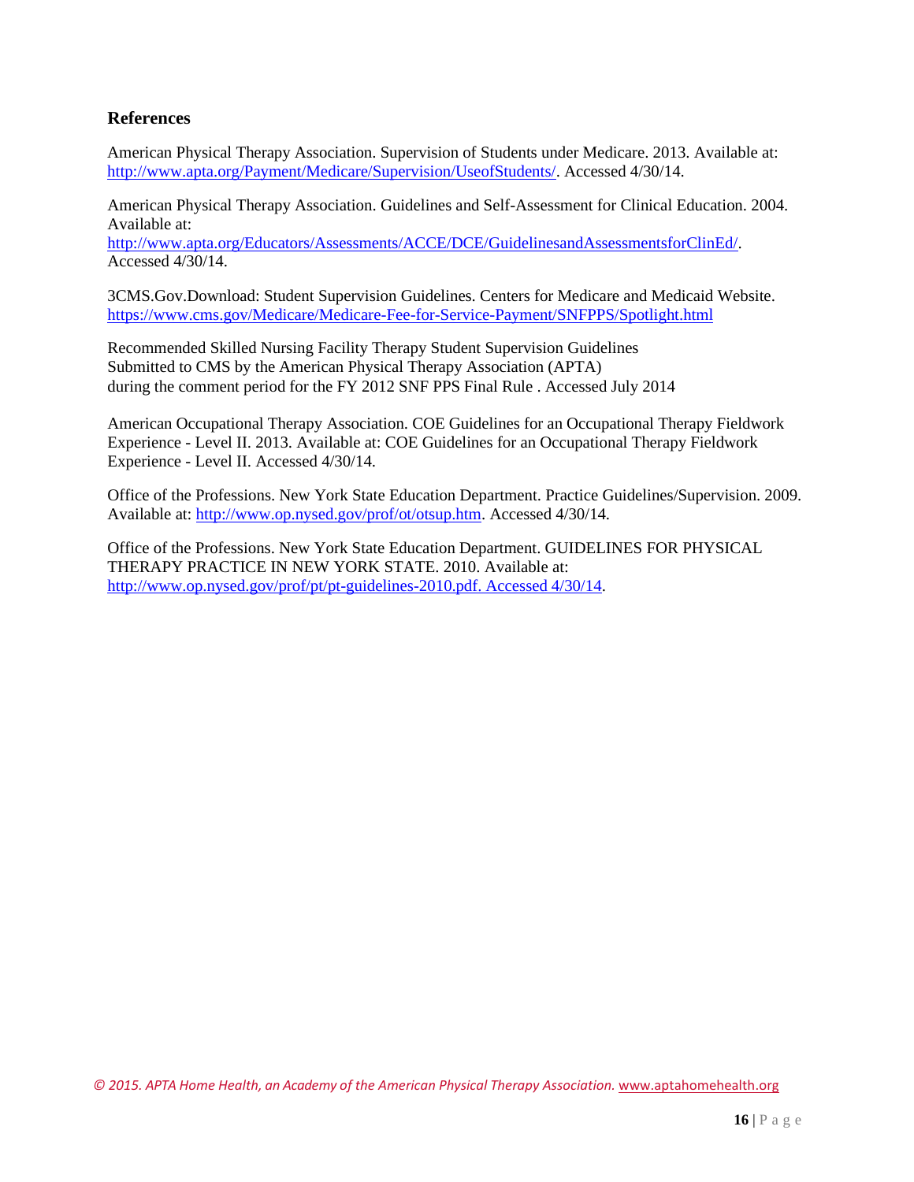## References

American Physical Therapy Association. Supervision of Students under Medicare. 2013. Available at: http://www.apta.org/Payment/Medicare/Supervision/UseofStudents/. Accessed 4/30/14.

American Physical Therapy Association. Guidelines and Self-Assessment for Clinical Education. 2004. Available at: http://www.apta.org/Educators/Assessments/ACCE/DCE/GuidelinesandAssessmentsforClinEd/. Accessed 4/30/14.

3CMS.Gov.Download: Student Supervision Guidelines. Centers for Medicare and Medicaid Website. https://www.cms.gov/Medicare/Medicare-Fee-for-Service-Payment/SNFPPS/Spotlight.html

Recommended Skilled Nursing Facility Therapy Student Supervision Guidelines
Submitted to CMS by the American Physical Therapy Association (APTA)
during the comment period for the FY 2012 SNF PPS Final Rule . Accessed July 2014

American Occupational Therapy Association. COE Guidelines for an Occupational Therapy Fieldwork Experience - Level II. 2013. Available at: COE Guidelines for an Occupational Therapy Fieldwork Experience - Level II. Accessed 4/30/14.

Office of the Professions. New York State Education Department. Practice Guidelines/Supervision. 2009. Available at: http://www.op.nysed.gov/prof/ot/otsup.htm. Accessed 4/30/14.

Office of the Professions. New York State Education Department. GUIDELINES FOR PHYSICAL THERAPY PRACTICE IN NEW YORK STATE. 2010. Available at: http://www.op.nysed.gov/prof/pt/pt-guidelines-2010.pdf. Accessed 4/30/14.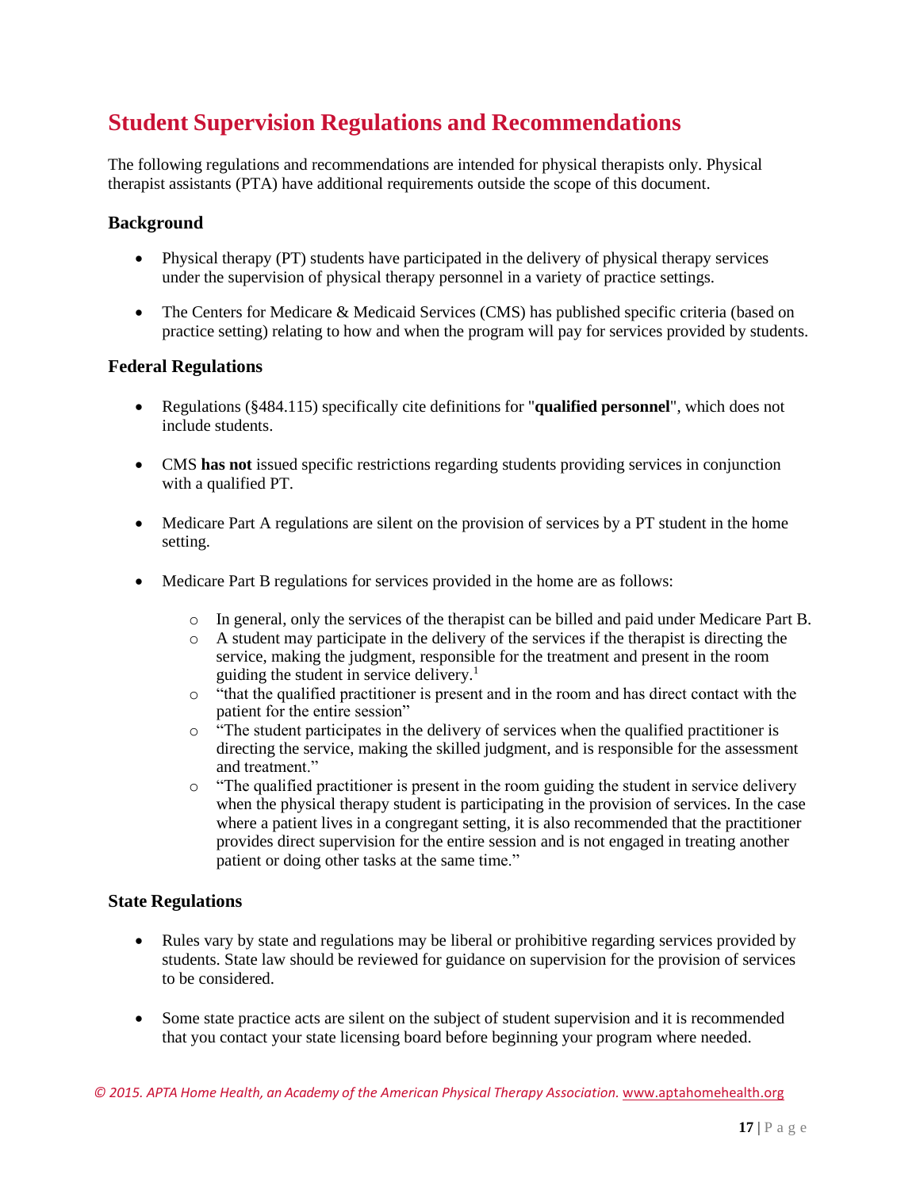# Student Supervision Regulations and Recommendations

The following regulations and recommendations are intended for physical therapists only. Physical therapist assistants (PTA) have additional requirements outside the scope of this document.

### Background

- Physical therapy (PT) students have participated in the delivery of physical therapy services under the supervision of physical therapy personnel in a variety of practice settings.

- The Centers for Medicare & Medicaid Services (CMS) has published specific criteria (based on practice setting) relating to how and when the program will pay for services provided by students.

### Federal Regulations

- Regulations (§484.115) specifically cite definitions for "**qualified personnel**", which does not include students.

- CMS **has not** issued specific restrictions regarding students providing services in conjunction with a qualified PT.

- Medicare Part A regulations are silent on the provision of services by a PT student in the home setting.

- Medicare Part B regulations for services provided in the home are as follows:

  - In general, only the services of the therapist can be billed and paid under Medicare Part B.
  - A student may participate in the delivery of the services if the therapist is directing the service, making the judgment, responsible for the treatment and present in the room guiding the student in service delivery.[1]
  - "that the qualified practitioner is present and in the room and has direct contact with the patient for the entire session"
  - "The student participates in the delivery of services when the qualified practitioner is directing the service, making the skilled judgment, and is responsible for the assessment and treatment."
  - "The qualified practitioner is present in the room guiding the student in service delivery when the physical therapy student is participating in the provision of services. In the case where a patient lives in a congregant setting, it is also recommended that the practitioner provides direct supervision for the entire session and is not engaged in treating another patient or doing other tasks at the same time."

### State Regulations

- Rules vary by state and regulations may be liberal or prohibitive regarding services provided by students. State law should be reviewed for guidance on supervision for the provision of services to be considered.

- Some state practice acts are silent on the subject of student supervision and it is recommended that you contact your state licensing board before beginning your program where needed.

*© 2015. APTA Home Health, an Academy of the American Physical Therapy Association.* www.aptahomehealth.org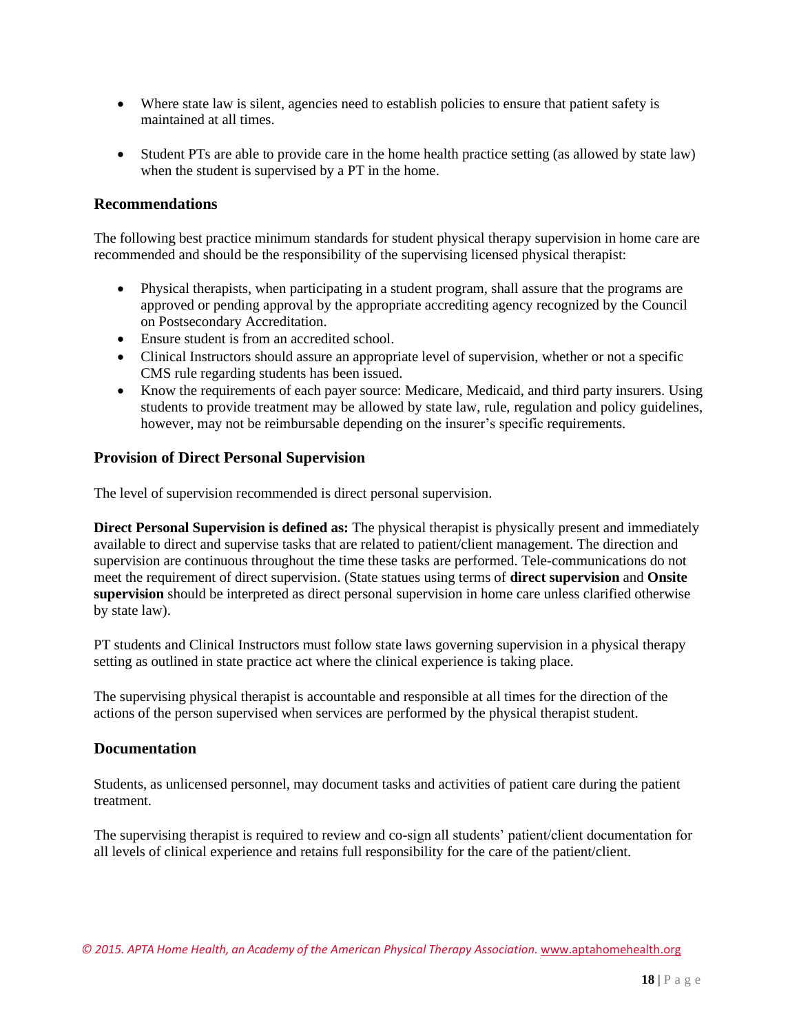- Where state law is silent, agencies need to establish policies to ensure that patient safety is maintained at all times.

- Student PTs are able to provide care in the home health practice setting (as allowed by state law) when the student is supervised by a PT in the home.

### Recommendations

The following best practice minimum standards for student physical therapy supervision in home care are recommended and should be the responsibility of the supervising licensed physical therapist:

- Physical therapists, when participating in a student program, shall assure that the programs are approved or pending approval by the appropriate accrediting agency recognized by the Council on Postsecondary Accreditation.
- Ensure student is from an accredited school.
- Clinical Instructors should assure an appropriate level of supervision, whether or not a specific CMS rule regarding students has been issued.
- Know the requirements of each payer source: Medicare, Medicaid, and third party insurers. Using students to provide treatment may be allowed by state law, rule, regulation and policy guidelines, however, may not be reimbursable depending on the insurer's specific requirements.

### Provision of Direct Personal Supervision

The level of supervision recommended is direct personal supervision.

**Direct Personal Supervision is defined as:** The physical therapist is physically present and immediately available to direct and supervise tasks that are related to patient/client management. The direction and supervision are continuous throughout the time these tasks are performed. Tele-communications do not meet the requirement of direct supervision. (State statues using terms of **direct supervision** and **Onsite supervision** should be interpreted as direct personal supervision in home care unless clarified otherwise by state law).

PT students and Clinical Instructors must follow state laws governing supervision in a physical therapy setting as outlined in state practice act where the clinical experience is taking place.

The supervising physical therapist is accountable and responsible at all times for the direction of the actions of the person supervised when services are performed by the physical therapist student.

### Documentation

Students, as unlicensed personnel, may document tasks and activities of patient care during the patient treatment.

The supervising therapist is required to review and co-sign all students' patient/client documentation for all levels of clinical experience and retains full responsibility for the care of the patient/client.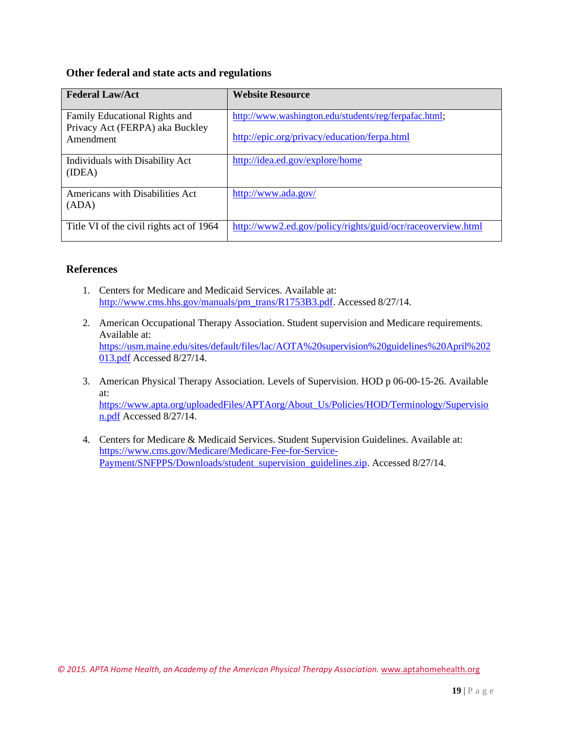### Other federal and state acts and regulations

| Federal Law/Act | Website Resource |
|---|---|
| Family Educational Rights and Privacy Act (FERPA) aka Buckley Amendment | http://www.washington.edu/students/reg/ferpafac.html; http://epic.org/privacy/education/ferpa.html |
| Individuals with Disability Act (IDEA) | http://idea.ed.gov/explore/home |
| Americans with Disabilities Act (ADA) | http://www.ada.gov/ |
| Title VI of the civil rights act of 1964 | http://www2.ed.gov/policy/rights/guid/ocr/raceoverview.html |

### References

1. Centers for Medicare and Medicaid Services. Available at: http://www.cms.hhs.gov/manuals/pm_trans/R1753B3.pdf. Accessed 8/27/14.

2. American Occupational Therapy Association. Student supervision and Medicare requirements. Available at: https://usm.maine.edu/sites/default/files/lac/AOTA%20supervision%20guidelines%20April%202013.pdf Accessed 8/27/14.

3. American Physical Therapy Association. Levels of Supervision. HOD p 06-00-15-26. Available at: https://www.apta.org/uploadedFiles/APTAorg/About_Us/Policies/HOD/Terminology/Supervision.pdf Accessed 8/27/14.

4. Centers for Medicare & Medicaid Services. Student Supervision Guidelines. Available at: https://www.cms.gov/Medicare/Medicare-Fee-for-Service-Payment/SNFPPS/Downloads/student_supervision_guidelines.zip. Accessed 8/27/14.

*© 2015. APTA Home Health, an Academy of the American Physical Therapy Association.* www.aptahomehealth.org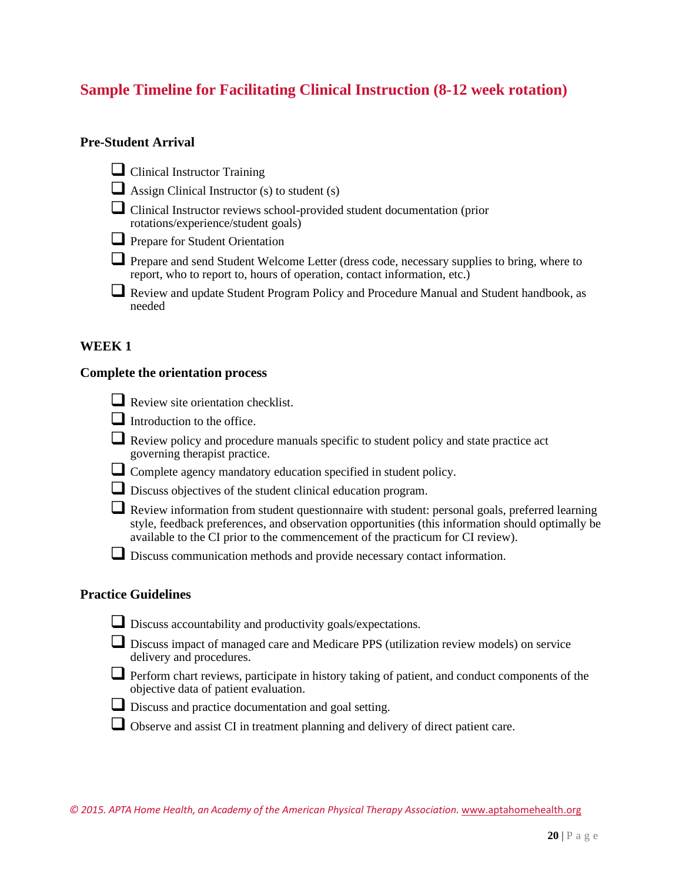## Sample Timeline for Facilitating Clinical Instruction (8-12 week rotation)

### Pre-Student Arrival

- ❑ Clinical Instructor Training
- ❑ Assign Clinical Instructor (s) to student (s)
- ❑ Clinical Instructor reviews school-provided student documentation (prior rotations/experience/student goals)
- ❑ Prepare for Student Orientation
- ❑ Prepare and send Student Welcome Letter (dress code, necessary supplies to bring, where to report, who to report to, hours of operation, contact information, etc.)
- ❑ Review and update Student Program Policy and Procedure Manual and Student handbook, as needed

### WEEK 1

### Complete the orientation process

- ❑ Review site orientation checklist.
- ❑ Introduction to the office.
- ❑ Review policy and procedure manuals specific to student policy and state practice act governing therapist practice.
- ❑ Complete agency mandatory education specified in student policy.
- ❑ Discuss objectives of the student clinical education program.
- ❑ Review information from student questionnaire with student: personal goals, preferred learning style, feedback preferences, and observation opportunities (this information should optimally be available to the CI prior to the commencement of the practicum for CI review).
- ❑ Discuss communication methods and provide necessary contact information.

### Practice Guidelines

- ❑ Discuss accountability and productivity goals/expectations.
- ❑ Discuss impact of managed care and Medicare PPS (utilization review models) on service delivery and procedures.
- ❑ Perform chart reviews, participate in history taking of patient, and conduct components of the objective data of patient evaluation.
- ❑ Discuss and practice documentation and goal setting.
- ❑ Observe and assist CI in treatment planning and delivery of direct patient care.

*© 2015. APTA Home Health, an Academy of the American Physical Therapy Association.* www.aptahomehealth.org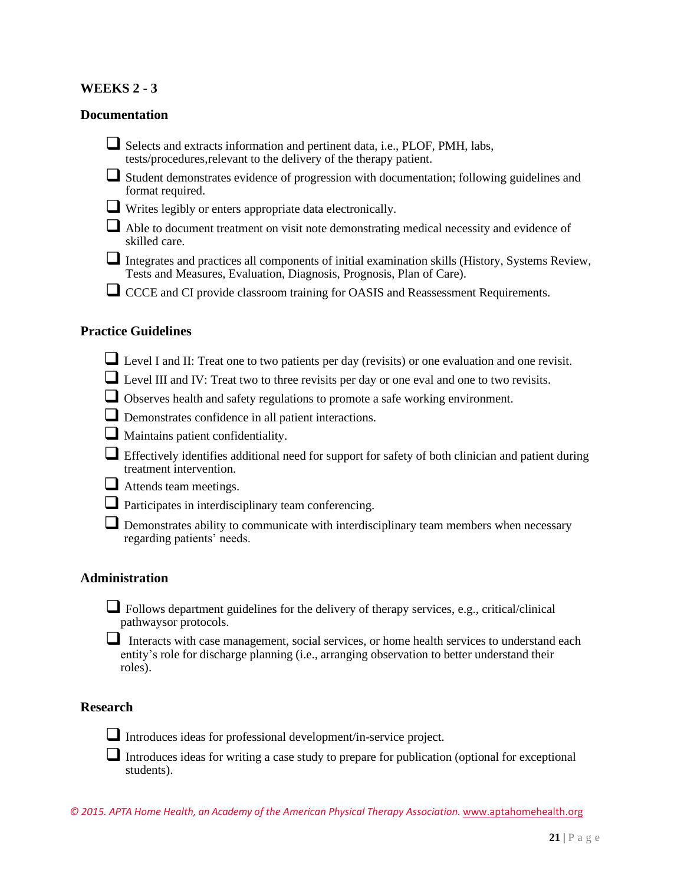## WEEKS 2 - 3

### Documentation

- ❑ Selects and extracts information and pertinent data, i.e., PLOF, PMH, labs, tests/procedures,relevant to the delivery of the therapy patient.
- ❑ Student demonstrates evidence of progression with documentation; following guidelines and format required.
- ❑ Writes legibly or enters appropriate data electronically.
- ❑ Able to document treatment on visit note demonstrating medical necessity and evidence of skilled care.
- ❑ Integrates and practices all components of initial examination skills (History, Systems Review, Tests and Measures, Evaluation, Diagnosis, Prognosis, Plan of Care).
- ❑ CCCE and CI provide classroom training for OASIS and Reassessment Requirements.

### Practice Guidelines

- ❑ Level I and II: Treat one to two patients per day (revisits) or one evaluation and one revisit.
- ❑ Level III and IV: Treat two to three revisits per day or one eval and one to two revisits.
- ❑ Observes health and safety regulations to promote a safe working environment.
- ❑ Demonstrates confidence in all patient interactions.
- ❑ Maintains patient confidentiality.
- ❑ Effectively identifies additional need for support for safety of both clinician and patient during treatment intervention.
- ❑ Attends team meetings.
- ❑ Participates in interdisciplinary team conferencing.
- ❑ Demonstrates ability to communicate with interdisciplinary team members when necessary regarding patients' needs.

### Administration

- ❑ Follows department guidelines for the delivery of therapy services, e.g., critical/clinical pathwaysor protocols.
- ❑ Interacts with case management, social services, or home health services to understand each entity's role for discharge planning (i.e., arranging observation to better understand their roles).

### Research

- ❑ Introduces ideas for professional development/in-service project.
- ❑ Introduces ideas for writing a case study to prepare for publication (optional for exceptional students).

*© 2015. APTA Home Health, an Academy of the American Physical Therapy Association.* www.aptahomehealth.org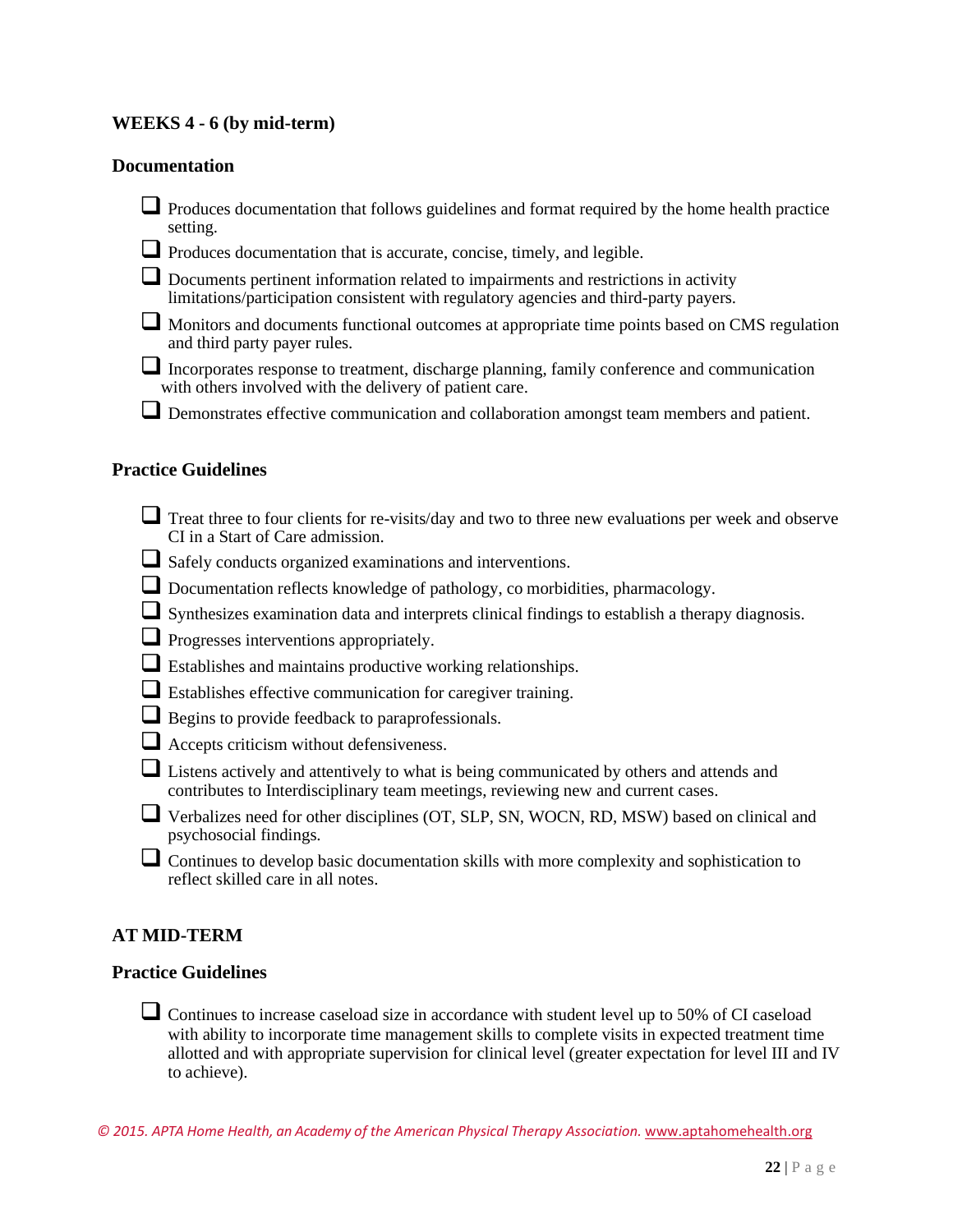**WEEKS 4 - 6 (by mid-term)**

**Documentation**

- ❑ Produces documentation that follows guidelines and format required by the home health practice setting.
- ❑ Produces documentation that is accurate, concise, timely, and legible.
- ❑ Documents pertinent information related to impairments and restrictions in activity limitations/participation consistent with regulatory agencies and third-party payers.
- ❑ Monitors and documents functional outcomes at appropriate time points based on CMS regulation and third party payer rules.
- ❑ Incorporates response to treatment, discharge planning, family conference and communication with others involved with the delivery of patient care.
- ❑ Demonstrates effective communication and collaboration amongst team members and patient.

**Practice Guidelines**

- ❑ Treat three to four clients for re-visits/day and two to three new evaluations per week and observe CI in a Start of Care admission.
- ❑ Safely conducts organized examinations and interventions.
- ❑ Documentation reflects knowledge of pathology, co morbidities, pharmacology.
- ❑ Synthesizes examination data and interprets clinical findings to establish a therapy diagnosis.
- ❑ Progresses interventions appropriately.
- ❑ Establishes and maintains productive working relationships.
- ❑ Establishes effective communication for caregiver training.
- ❑ Begins to provide feedback to paraprofessionals.
- ❑ Accepts criticism without defensiveness.
- ❑ Listens actively and attentively to what is being communicated by others and attends and contributes to Interdisciplinary team meetings, reviewing new and current cases.
- ❑ Verbalizes need for other disciplines (OT, SLP, SN, WOCN, RD, MSW) based on clinical and psychosocial findings.
- ❑ Continues to develop basic documentation skills with more complexity and sophistication to reflect skilled care in all notes.

**AT MID-TERM**

**Practice Guidelines**

- ❑ Continues to increase caseload size in accordance with student level up to 50% of CI caseload with ability to incorporate time management skills to complete visits in expected treatment time allotted and with appropriate supervision for clinical level (greater expectation for level III and IV to achieve).

*© 2015. APTA Home Health, an Academy of the American Physical Therapy Association.* www.aptahomehealth.org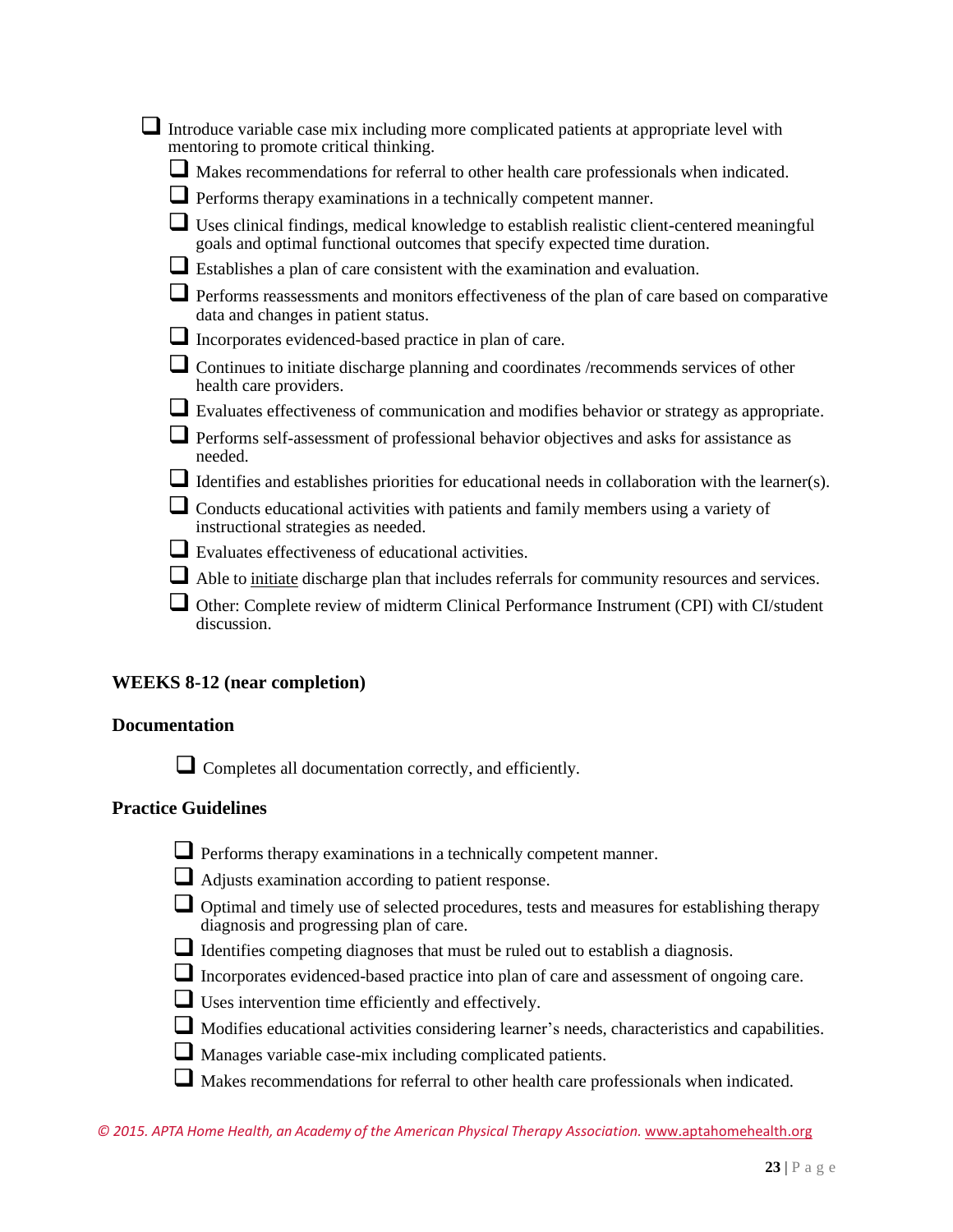- [ ] Introduce variable case mix including more complicated patients at appropriate level with mentoring to promote critical thinking.
    - [ ] Makes recommendations for referral to other health care professionals when indicated.
    - [ ] Performs therapy examinations in a technically competent manner.
    - [ ] Uses clinical findings, medical knowledge to establish realistic client-centered meaningful goals and optimal functional outcomes that specify expected time duration.
    - [ ] Establishes a plan of care consistent with the examination and evaluation.
    - [ ] Performs reassessments and monitors effectiveness of the plan of care based on comparative data and changes in patient status.
    - [ ] Incorporates evidenced-based practice in plan of care.
    - [ ] Continues to initiate discharge planning and coordinates /recommends services of other health care providers.
    - [ ] Evaluates effectiveness of communication and modifies behavior or strategy as appropriate.
    - [ ] Performs self-assessment of professional behavior objectives and asks for assistance as needed.
    - [ ] Identifies and establishes priorities for educational needs in collaboration with the learner(s).
    - [ ] Conducts educational activities with patients and family members using a variety of instructional strategies as needed.
    - [ ] Evaluates effectiveness of educational activities.
    - [ ] Able to <u>initiate</u> discharge plan that includes referrals for community resources and services.
    - [ ] Other: Complete review of midterm Clinical Performance Instrument (CPI) with CI/student discussion.

## WEEKS 8-12 (near completion)

### Documentation

- [ ] Completes all documentation correctly, and efficiently.

### Practice Guidelines

- [ ] Performs therapy examinations in a technically competent manner.
- [ ] Adjusts examination according to patient response.
- [ ] Optimal and timely use of selected procedures, tests and measures for establishing therapy diagnosis and progressing plan of care.
- [ ] Identifies competing diagnoses that must be ruled out to establish a diagnosis.
- [ ] Incorporates evidenced-based practice into plan of care and assessment of ongoing care.
- [ ] Uses intervention time efficiently and effectively.
- [ ] Modifies educational activities considering learner's needs, characteristics and capabilities.
- [ ] Manages variable case-mix including complicated patients.
- [ ] Makes recommendations for referral to other health care professionals when indicated.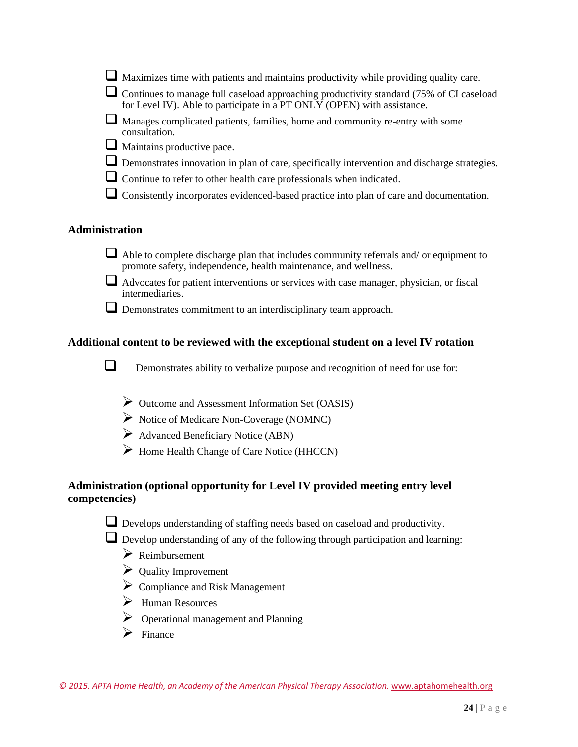- ❑ Maximizes time with patients and maintains productivity while providing quality care.
- ❑ Continues to manage full caseload approaching productivity standard (75% of CI caseload for Level IV). Able to participate in a PT ONLY (OPEN) with assistance.
- ❑ Manages complicated patients, families, home and community re-entry with some consultation.
- ❑ Maintains productive pace.
- ❑ Demonstrates innovation in plan of care, specifically intervention and discharge strategies.
- ❑ Continue to refer to other health care professionals when indicated.
- ❑ Consistently incorporates evidenced-based practice into plan of care and documentation.

## Administration

- ❑ Able to complete discharge plan that includes community referrals and/ or equipment to promote safety, independence, health maintenance, and wellness.
- ❑ Advocates for patient interventions or services with case manager, physician, or fiscal intermediaries.
- ❑ Demonstrates commitment to an interdisciplinary team approach.

## Additional content to be reviewed with the exceptional student on a level IV rotation

- ❑ Demonstrates ability to verbalize purpose and recognition of need for use for:
  - Outcome and Assessment Information Set (OASIS)
  - Notice of Medicare Non-Coverage (NOMNC)
  - Advanced Beneficiary Notice (ABN)
  - Home Health Change of Care Notice (HHCCN)

## Administration (optional opportunity for Level IV provided meeting entry level competencies)

- ❑ Develops understanding of staffing needs based on caseload and productivity.
- ❑ Develop understanding of any of the following through participation and learning:
  - Reimbursement
  - Quality Improvement
  - Compliance and Risk Management
  - Human Resources
  - Operational management and Planning
  - Finance

*© 2015. APTA Home Health, an Academy of the American Physical Therapy Association.* www.aptahomehealth.org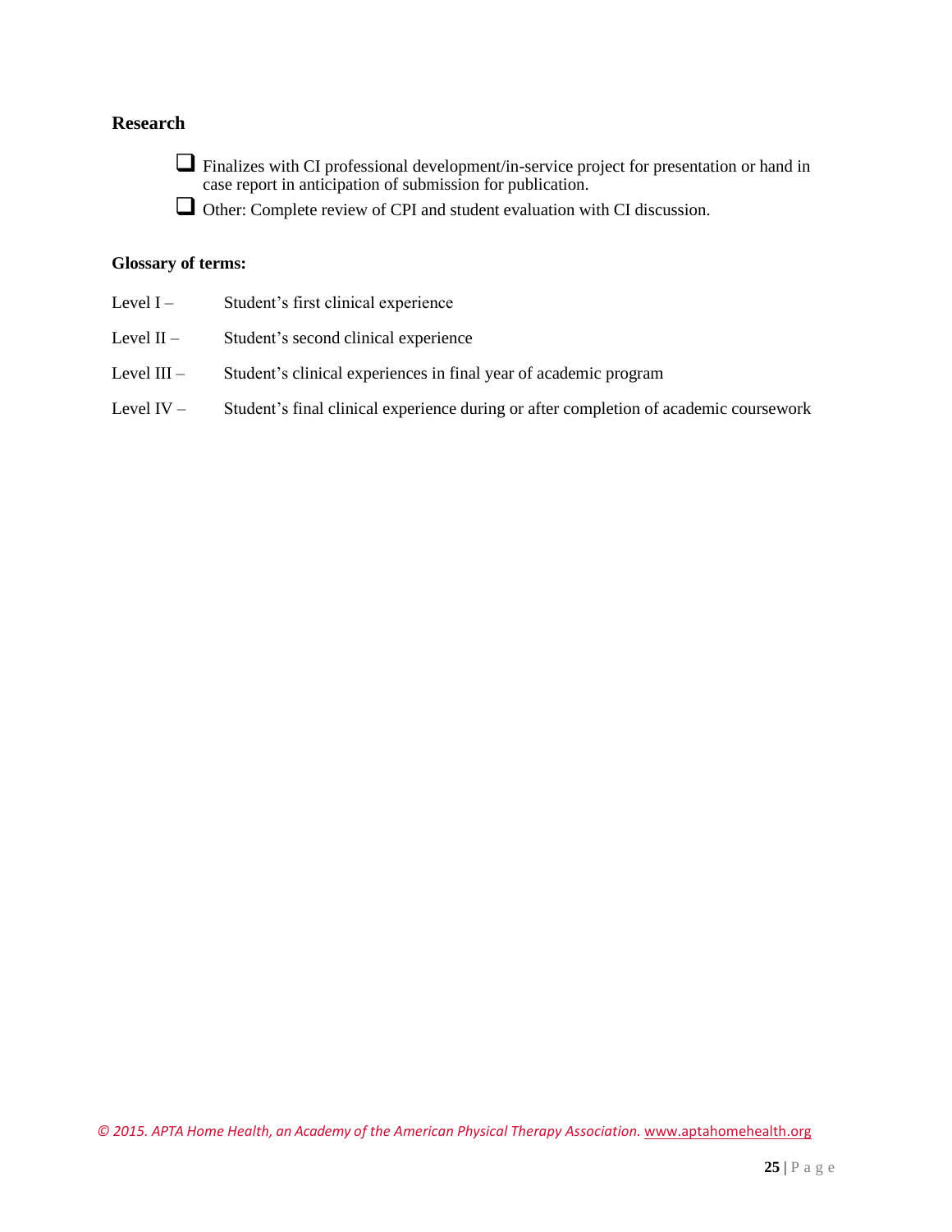**Research**

- [ ] Finalizes with CI professional development/in-service project for presentation or hand in case report in anticipation of submission for publication.
- [ ] Other: Complete review of CPI and student evaluation with CI discussion.

**Glossary of terms:**

Level I – Student's first clinical experience

Level II – Student's second clinical experience

Level III – Student's clinical experiences in final year of academic program

Level IV – Student's final clinical experience during or after completion of academic coursework

*© 2015. APTA Home Health, an Academy of the American Physical Therapy Association.* www.aptahomehealth.org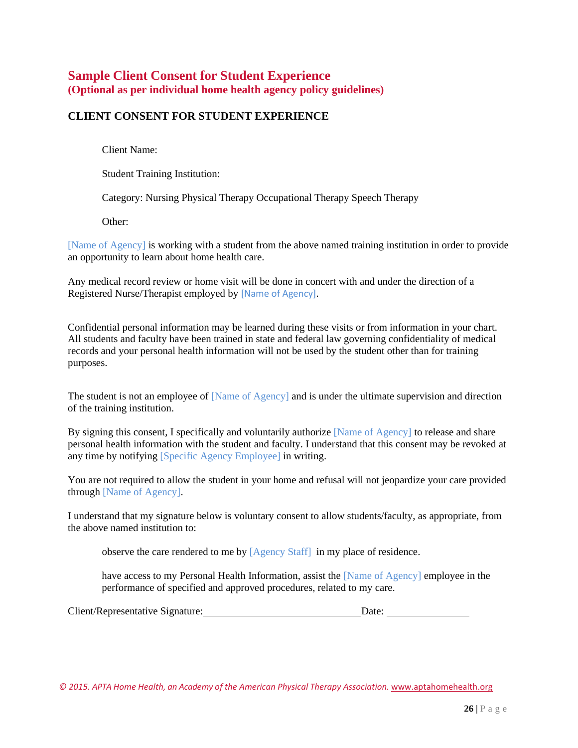## Sample Client Consent for Student Experience
**(Optional as per individual home health agency policy guidelines)**

### CLIENT CONSENT FOR STUDENT EXPERIENCE

Client Name:

Student Training Institution:

Category: Nursing Physical Therapy Occupational Therapy Speech Therapy

Other:

[Name of Agency] is working with a student from the above named training institution in order to provide an opportunity to learn about home health care.

Any medical record review or home visit will be done in concert with and under the direction of a Registered Nurse/Therapist employed by [Name of Agency].

Confidential personal information may be learned during these visits or from information in your chart. All students and faculty have been trained in state and federal law governing confidentiality of medical records and your personal health information will not be used by the student other than for training purposes.

The student is not an employee of [Name of Agency] and is under the ultimate supervision and direction of the training institution.

By signing this consent, I specifically and voluntarily authorize [Name of Agency] to release and share personal health information with the student and faculty. I understand that this consent may be revoked at any time by notifying [Specific Agency Employee] in writing.

You are not required to allow the student in your home and refusal will not jeopardize your care provided through [Name of Agency].

I understand that my signature below is voluntary consent to allow students/faculty, as appropriate, from the above named institution to:

observe the care rendered to me by [Agency Staff] in my place of residence.

have access to my Personal Health Information, assist the [Name of Agency] employee in the performance of specified and approved procedures, related to my care.

Client/Representative Signature:\_\_\_\_\_\_\_\_\_\_\_\_\_\_\_\_\_\_\_\_\_\_\_\_\_\_\_\_\_\_Date: \_\_\_\_\_\_\_\_\_\_\_\_\_\_\_\_

*© 2015. APTA Home Health, an Academy of the American Physical Therapy Association.* www.aptahomehealth.org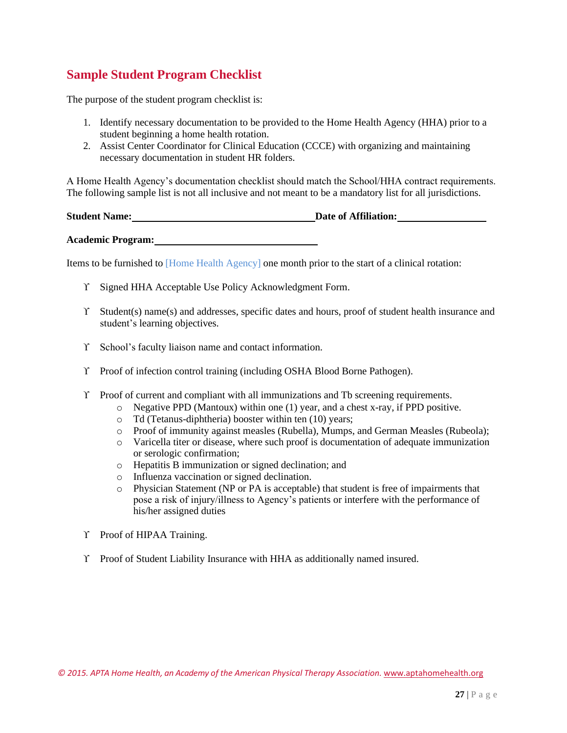## Sample Student Program Checklist

The purpose of the student program checklist is:

1. Identify necessary documentation to be provided to the Home Health Agency (HHA) prior to a student beginning a home health rotation.
2. Assist Center Coordinator for Clinical Education (CCCE) with organizing and maintaining necessary documentation in student HR folders.

A Home Health Agency's documentation checklist should match the School/HHA contract requirements. The following sample list is not all inclusive and not meant to be a mandatory list for all jurisdictions.

**Student Name:** ____________________________________ **Date of Affiliation:** __________________

**Academic Program:** ________________________________

Items to be furnished to [Home Health Agency] one month prior to the start of a clinical rotation:

- Signed HHA Acceptable Use Policy Acknowledgment Form.
- Student(s) name(s) and addresses, specific dates and hours, proof of student health insurance and student's learning objectives.
- School's faculty liaison name and contact information.
- Proof of infection control training (including OSHA Blood Borne Pathogen).
- Proof of current and compliant with all immunizations and Tb screening requirements.
  - Negative PPD (Mantoux) within one (1) year, and a chest x-ray, if PPD positive.
  - Td (Tetanus-diphtheria) booster within ten (10) years;
  - Proof of immunity against measles (Rubella), Mumps, and German Measles (Rubeola);
  - Varicella titer or disease, where such proof is documentation of adequate immunization or serologic confirmation;
  - Hepatitis B immunization or signed declination; and
  - Influenza vaccination or signed declination.
  - Physician Statement (NP or PA is acceptable) that student is free of impairments that pose a risk of injury/illness to Agency's patients or interfere with the performance of his/her assigned duties
- Proof of HIPAA Training.
- Proof of Student Liability Insurance with HHA as additionally named insured.

*© 2015. APTA Home Health, an Academy of the American Physical Therapy Association.* www.aptahomehealth.org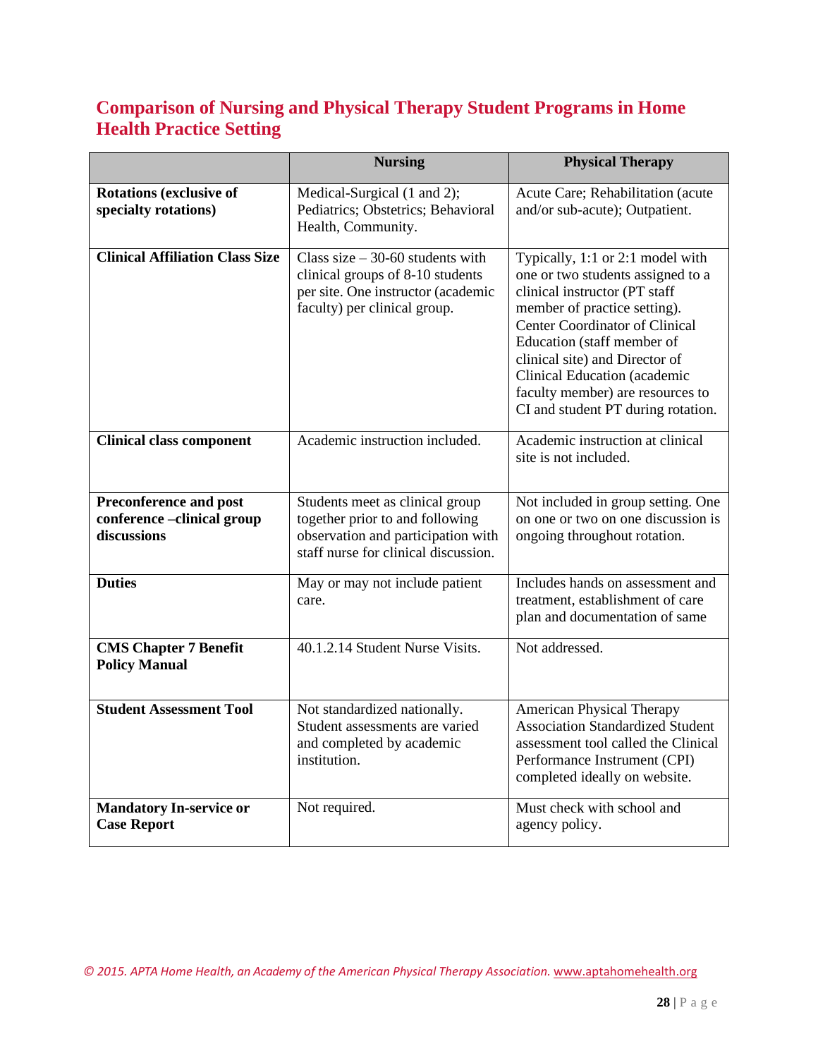## Comparison of Nursing and Physical Therapy Student Programs in Home Health Practice Setting

| | Nursing | Physical Therapy |
|---|---|---|
| **Rotations (exclusive of specialty rotations)** | Medical-Surgical (1 and 2); Pediatrics; Obstetrics; Behavioral Health, Community. | Acute Care; Rehabilitation (acute and/or sub-acute); Outpatient. |
| **Clinical Affiliation Class Size** | Class size – 30-60 students with clinical groups of 8-10 students per site. One instructor (academic faculty) per clinical group. | Typically, 1:1 or 2:1 model with one or two students assigned to a clinical instructor (PT staff member of practice setting). Center Coordinator of Clinical Education (staff member of clinical site) and Director of Clinical Education (academic faculty member) are resources to CI and student PT during rotation. |
| **Clinical class component** | Academic instruction included. | Academic instruction at clinical site is not included. |
| **Preconference and post conference –clinical group discussions** | Students meet as clinical group together prior to and following observation and participation with staff nurse for clinical discussion. | Not included in group setting. One on one or two on one discussion is ongoing throughout rotation. |
| **Duties** | May or may not include patient care. | Includes hands on assessment and treatment, establishment of care plan and documentation of same |
| **CMS Chapter 7 Benefit Policy Manual** | 40.1.2.14 Student Nurse Visits. | Not addressed. |
| **Student Assessment Tool** | Not standardized nationally. Student assessments are varied and completed by academic institution. | American Physical Therapy Association Standardized Student assessment tool called the Clinical Performance Instrument (CPI) completed ideally on website. |
| **Mandatory In-service or Case Report** | Not required. | Must check with school and agency policy. |

*© 2015. APTA Home Health, an Academy of the American Physical Therapy Association.* www.aptahomehealth.org